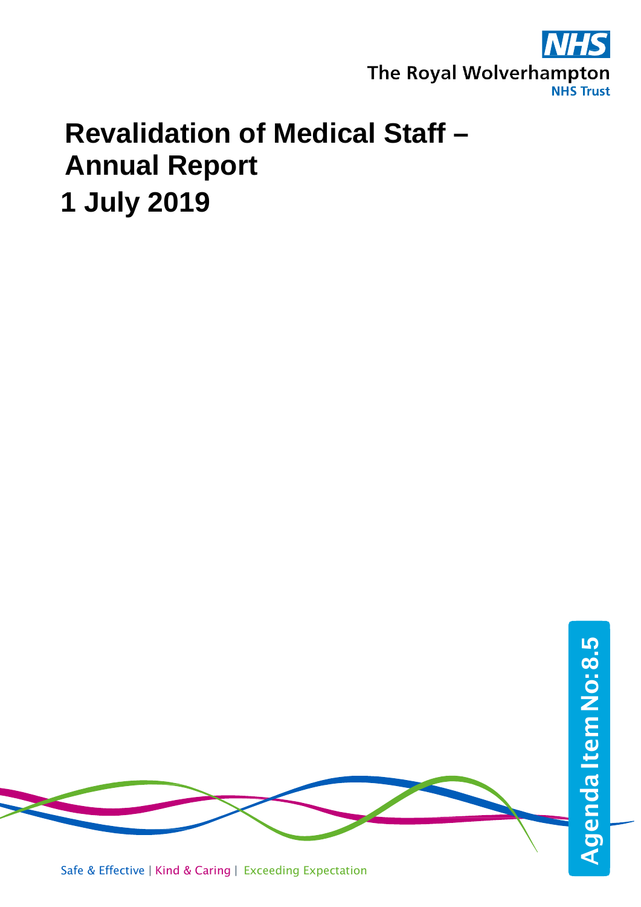The Royal Wolverhampton NHS Trust

# Revalidation of Medical Staff – Annual Report

# 1 July 2019

Agenda Item No: 8.5

Safe & Effective | Kind & Caring | Exceeding Expectation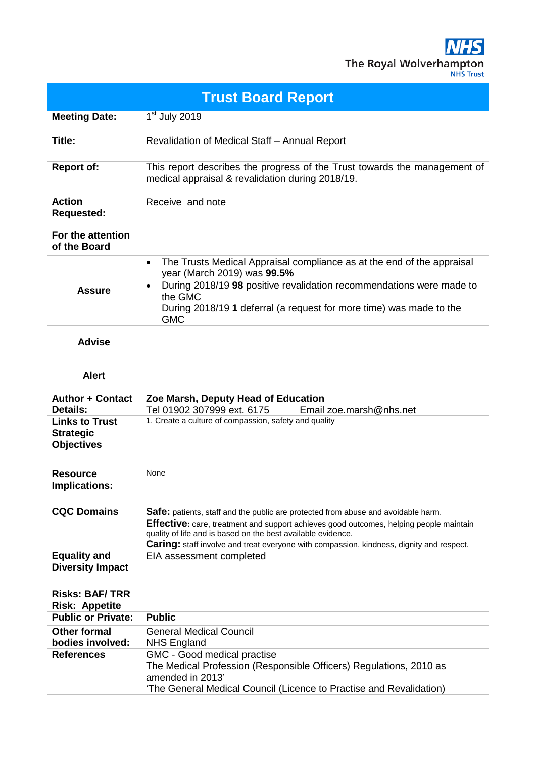The Royal Wolverhampton NHS Trust

# Trust Board Report

| | |
|---|---|
| **Meeting Date:** | 1st July 2019 |
| **Title:** | Revalidation of Medical Staff – Annual Report |
| **Report of:** | This report describes the progress of the Trust towards the management of medical appraisal & revalidation during 2018/19. |
| **Action Requested:** | Receive and note |
| **For the attention of the Board** | |
| **Assure** | • The Trusts Medical Appraisal compliance as at the end of the appraisal year (March 2019) was **99.5%**<br>• During 2018/19 **98** positive revalidation recommendations were made to the GMC<br>During 2018/19 **1** deferral (a request for more time) was made to the GMC |
| **Advise** | |
| **Alert** | |
| **Author + Contact Details:** | **Zoe Marsh, Deputy Head of Education**<br>Tel 01902 307999 ext. 6175 Email zoe.marsh@nhs.net |
| **Links to Trust Strategic Objectives** | 1. Create a culture of compassion, safety and quality |
| **Resource Implications:** | None |
| **CQC Domains** | **Safe:** patients, staff and the public are protected from abuse and avoidable harm.<br>**Effective:** care, treatment and support achieves good outcomes, helping people maintain quality of life and is based on the best available evidence.<br>**Caring:** staff involve and treat everyone with compassion, kindness, dignity and respect. |
| **Equality and Diversity Impact** | EIA assessment completed |
| **Risks: BAF/ TRR** | |
| **Risk: Appetite** | |
| **Public or Private:** | **Public** |
| **Other formal bodies involved:** | General Medical Council<br>NHS England |
| **References** | GMC - Good medical practise<br>The Medical Profession (Responsible Officers) Regulations, 2010 as amended in 2013'<br>'The General Medical Council (Licence to Practise and Revalidation) |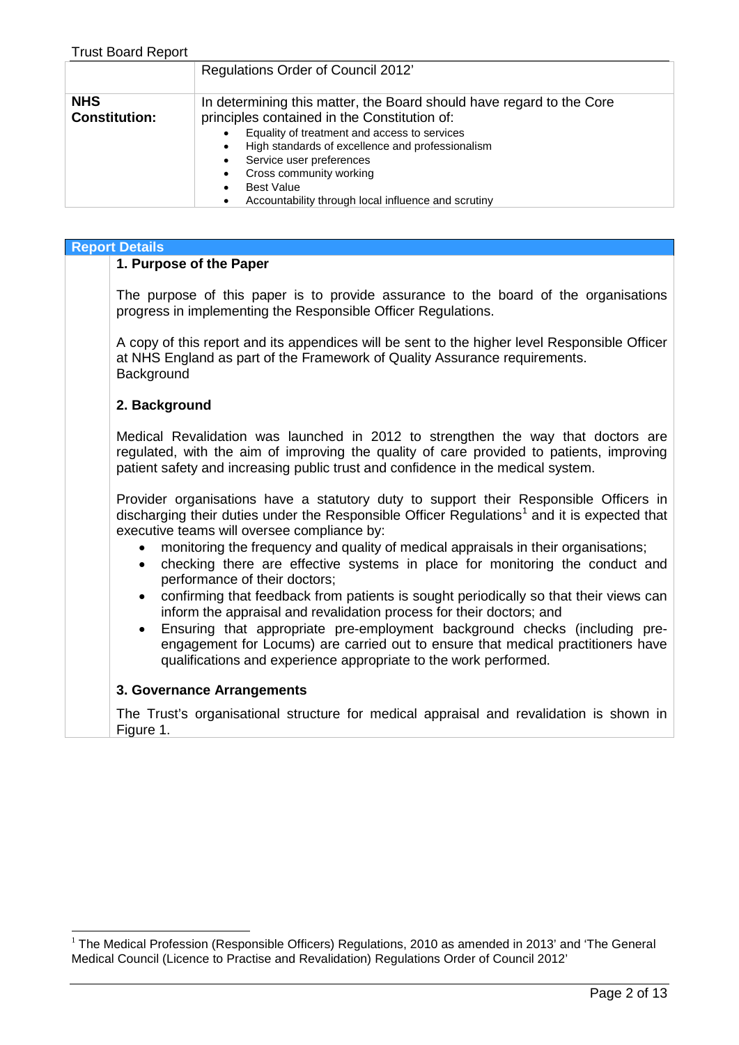| | |
|---|---|
| | Regulations Order of Council 2012' |
| **NHS Constitution:** | In determining this matter, the Board should have regard to the Core principles contained in the Constitution of: <br>• Equality of treatment and access to services <br>• High standards of excellence and professionalism <br>• Service user preferences <br>• Cross community working <br>• Best Value <br>• Accountability through local influence and scrutiny |

**Report Details**

### 1. Purpose of the Paper

The purpose of this paper is to provide assurance to the board of the organisations progress in implementing the Responsible Officer Regulations.

A copy of this report and its appendices will be sent to the higher level Responsible Officer at NHS England as part of the Framework of Quality Assurance requirements.
Background

### 2. Background

Medical Revalidation was launched in 2012 to strengthen the way that doctors are regulated, with the aim of improving the quality of care provided to patients, improving patient safety and increasing public trust and confidence in the medical system.

Provider organisations have a statutory duty to support their Responsible Officers in discharging their duties under the Responsible Officer Regulations[1] and it is expected that executive teams will oversee compliance by:

- monitoring the frequency and quality of medical appraisals in their organisations;
- checking there are effective systems in place for monitoring the conduct and performance of their doctors;
- confirming that feedback from patients is sought periodically so that their views can inform the appraisal and revalidation process for their doctors; and
- Ensuring that appropriate pre-employment background checks (including pre-engagement for Locums) are carried out to ensure that medical practitioners have qualifications and experience appropriate to the work performed.

### 3. Governance Arrangements

The Trust's organisational structure for medical appraisal and revalidation is shown in Figure 1.

[1] The Medical Profession (Responsible Officers) Regulations, 2010 as amended in 2013' and 'The General Medical Council (Licence to Practise and Revalidation) Regulations Order of Council 2012'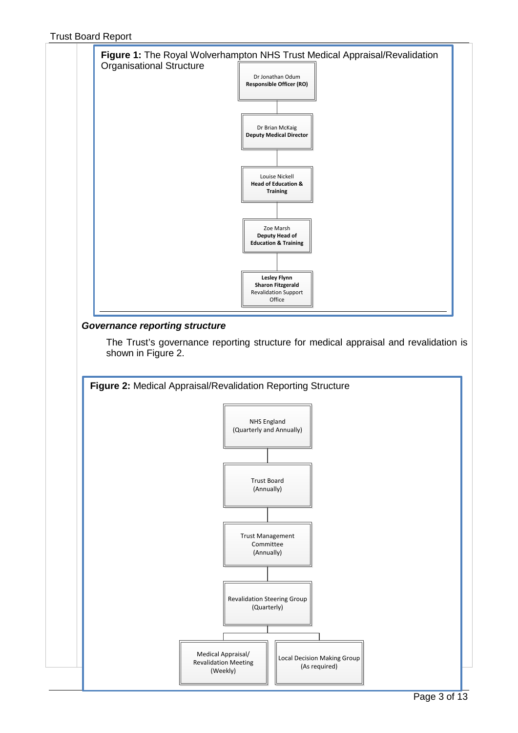**Figure 1:** The Royal Wolverhampton NHS Trust Medical Appraisal/Revalidation Organisational Structure

- Dr Jonathan Odum **Responsible Officer (RO)**
  - Dr Brian McKaig **Deputy Medical Director**
    - Louise Nickell **Head of Education & Training**
      - Zoe Marsh **Deputy Head of Education & Training**
        - **Lesley Flynn**, **Sharon Fitzgerald** Revalidation Support Office

### *Governance reporting structure*

The Trust's governance reporting structure for medical appraisal and revalidation is shown in Figure 2.

**Figure 2:** Medical Appraisal/Revalidation Reporting Structure

- NHS England (Quarterly and Annually)
  - Trust Board (Annually)
    - Trust Management Committee (Annually)
      - Revalidation Steering Group (Quarterly)
        - Medical Appraisal/ Revalidation Meeting (Weekly)
        - Local Decision Making Group (As required)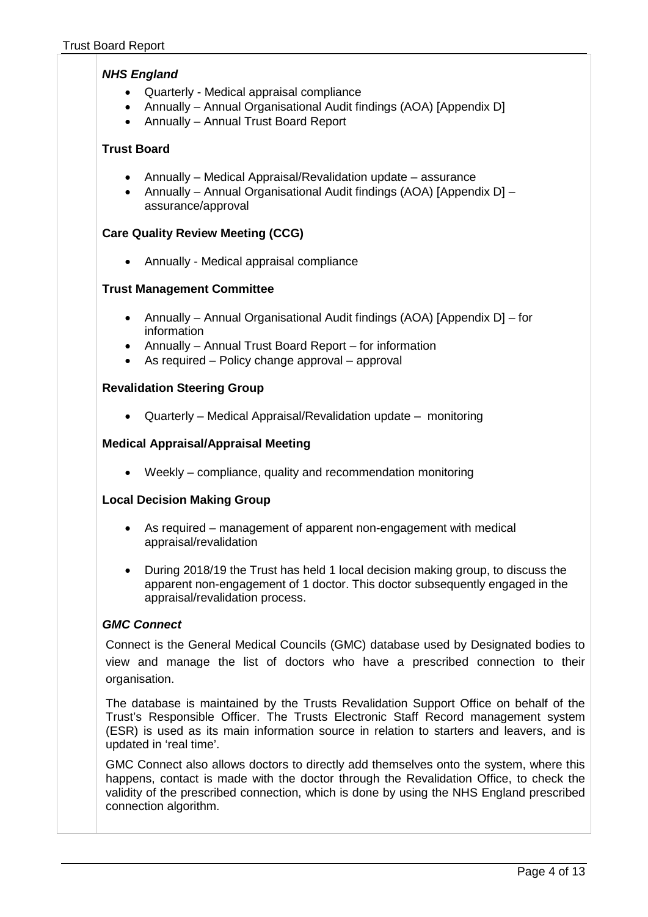### *NHS England*

- Quarterly - Medical appraisal compliance
- Annually – Annual Organisational Audit findings (AOA) [Appendix D]
- Annually – Annual Trust Board Report

### Trust Board

- Annually – Medical Appraisal/Revalidation update – assurance
- Annually – Annual Organisational Audit findings (AOA) [Appendix D] – assurance/approval

### Care Quality Review Meeting (CCG)

- Annually - Medical appraisal compliance

### Trust Management Committee

- Annually – Annual Organisational Audit findings (AOA) [Appendix D] – for information
- Annually – Annual Trust Board Report – for information
- As required – Policy change approval – approval

### Revalidation Steering Group

- Quarterly – Medical Appraisal/Revalidation update – monitoring

### Medical Appraisal/Appraisal Meeting

- Weekly – compliance, quality and recommendation monitoring

### Local Decision Making Group

- As required – management of apparent non-engagement with medical appraisal/revalidation
- During 2018/19 the Trust has held 1 local decision making group, to discuss the apparent non-engagement of 1 doctor. This doctor subsequently engaged in the appraisal/revalidation process.

### *GMC Connect*

Connect is the General Medical Councils (GMC) database used by Designated bodies to view and manage the list of doctors who have a prescribed connection to their organisation.

The database is maintained by the Trusts Revalidation Support Office on behalf of the Trust's Responsible Officer. The Trusts Electronic Staff Record management system (ESR) is used as its main information source in relation to starters and leavers, and is updated in 'real time'.

GMC Connect also allows doctors to directly add themselves onto the system, where this happens, contact is made with the doctor through the Revalidation Office, to check the validity of the prescribed connection, which is done by using the NHS England prescribed connection algorithm.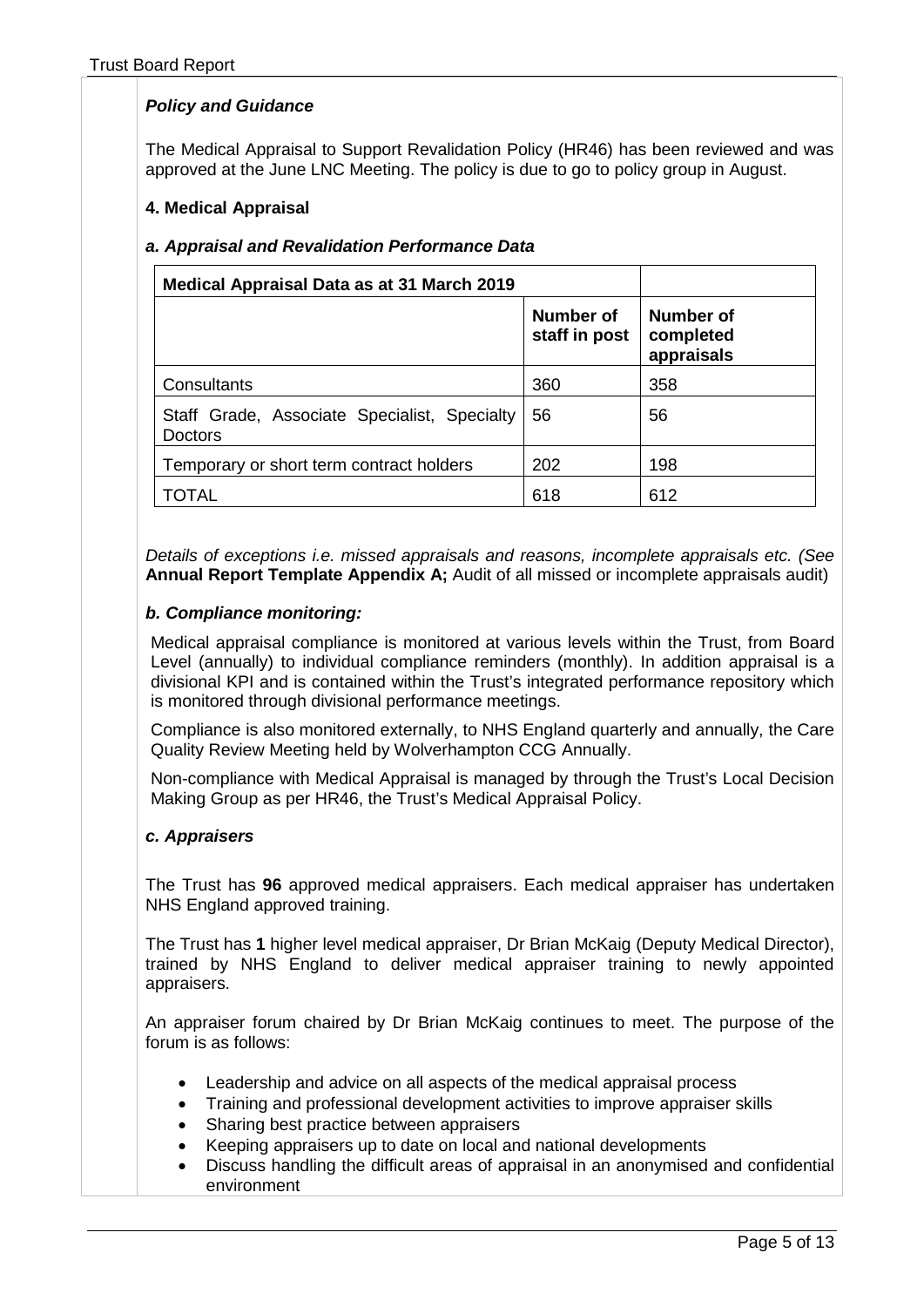***Policy and Guidance***

The Medical Appraisal to Support Revalidation Policy (HR46) has been reviewed and was approved at the June LNC Meeting. The policy is due to go to policy group in August.

## 4. Medical Appraisal

### *a. Appraisal and Revalidation Performance Data*

| **Medical Appraisal Data as at 31 March 2019** | | |
|---|---|---|
| | **Number of staff in post** | **Number of completed appraisals** |
| Consultants | 360 | 358 |
| Staff Grade, Associate Specialist, Specialty Doctors | 56 | 56 |
| Temporary or short term contract holders | 202 | 198 |
| TOTAL | 618 | 612 |

*Details of exceptions i.e. missed appraisals and reasons, incomplete appraisals etc. (See* **Annual Report Template Appendix A;** Audit of all missed or incomplete appraisals audit)

### *b. Compliance monitoring:*

Medical appraisal compliance is monitored at various levels within the Trust, from Board Level (annually) to individual compliance reminders (monthly). In addition appraisal is a divisional KPI and is contained within the Trust's integrated performance repository which is monitored through divisional performance meetings.

Compliance is also monitored externally, to NHS England quarterly and annually, the Care Quality Review Meeting held by Wolverhampton CCG Annually.

Non-compliance with Medical Appraisal is managed by through the Trust's Local Decision Making Group as per HR46, the Trust's Medical Appraisal Policy.

### *c. Appraisers*

The Trust has **96** approved medical appraisers. Each medical appraiser has undertaken NHS England approved training.

The Trust has **1** higher level medical appraiser, Dr Brian McKaig (Deputy Medical Director), trained by NHS England to deliver medical appraiser training to newly appointed appraisers.

An appraiser forum chaired by Dr Brian McKaig continues to meet. The purpose of the forum is as follows:

- Leadership and advice on all aspects of the medical appraisal process
- Training and professional development activities to improve appraiser skills
- Sharing best practice between appraisers
- Keeping appraisers up to date on local and national developments
- Discuss handling the difficult areas of appraisal in an anonymised and confidential environment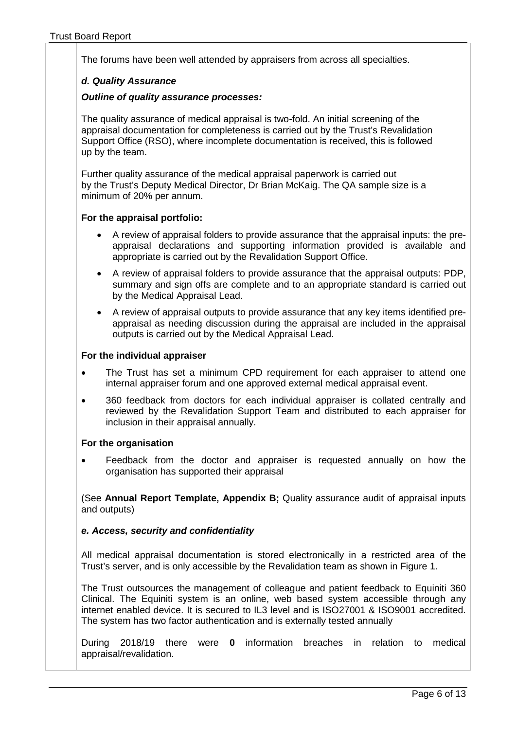The forums have been well attended by appraisers from across all specialties.

### *d. Quality Assurance*

***Outline of quality assurance processes:***

The quality assurance of medical appraisal is two-fold. An initial screening of the appraisal documentation for completeness is carried out by the Trust's Revalidation Support Office (RSO), where incomplete documentation is received, this is followed up by the team.

Further quality assurance of the medical appraisal paperwork is carried out by the Trust's Deputy Medical Director, Dr Brian McKaig. The QA sample size is a minimum of 20% per annum.

**For the appraisal portfolio:**

- A review of appraisal folders to provide assurance that the appraisal inputs: the pre-appraisal declarations and supporting information provided is available and appropriate is carried out by the Revalidation Support Office.
- A review of appraisal folders to provide assurance that the appraisal outputs: PDP, summary and sign offs are complete and to an appropriate standard is carried out by the Medical Appraisal Lead.
- A review of appraisal outputs to provide assurance that any key items identified pre-appraisal as needing discussion during the appraisal are included in the appraisal outputs is carried out by the Medical Appraisal Lead.

**For the individual appraiser**

- The Trust has set a minimum CPD requirement for each appraiser to attend one internal appraiser forum and one approved external medical appraisal event.
- 360 feedback from doctors for each individual appraiser is collated centrally and reviewed by the Revalidation Support Team and distributed to each appraiser for inclusion in their appraisal annually.

**For the organisation**

- Feedback from the doctor and appraiser is requested annually on how the organisation has supported their appraisal

(See **Annual Report Template, Appendix B;** Quality assurance audit of appraisal inputs and outputs)

### *e. Access, security and confidentiality*

All medical appraisal documentation is stored electronically in a restricted area of the Trust's server, and is only accessible by the Revalidation team as shown in Figure 1.

The Trust outsources the management of colleague and patient feedback to Equiniti 360 Clinical. The Equiniti system is an online, web based system accessible through any internet enabled device. It is secured to IL3 level and is ISO27001 & ISO9001 accredited. The system has two factor authentication and is externally tested annually

During 2018/19 there were **0** information breaches in relation to medical appraisal/revalidation.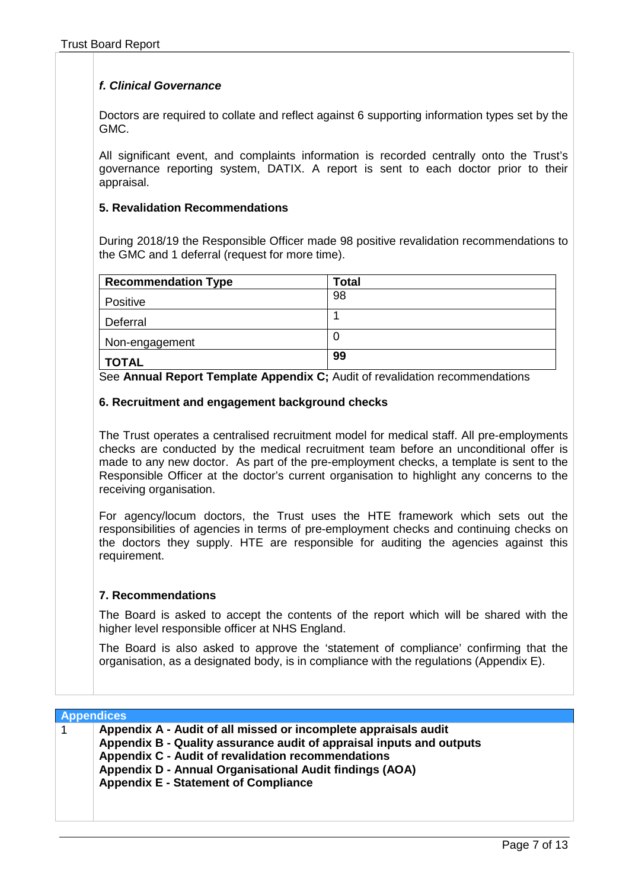### *f. Clinical Governance*

Doctors are required to collate and reflect against 6 supporting information types set by the GMC.

All significant event, and complaints information is recorded centrally onto the Trust's governance reporting system, DATIX. A report is sent to each doctor prior to their appraisal.

### 5. Revalidation Recommendations

During 2018/19 the Responsible Officer made 98 positive revalidation recommendations to the GMC and 1 deferral (request for more time).

| Recommendation Type | Total |
|---|---|
| Positive | 98 |
| Deferral | 1 |
| Non-engagement | 0 |
| **TOTAL** | **99** |

See **Annual Report Template Appendix C;** Audit of revalidation recommendations

### 6. Recruitment and engagement background checks

The Trust operates a centralised recruitment model for medical staff. All pre-employments checks are conducted by the medical recruitment team before an unconditional offer is made to any new doctor. As part of the pre-employment checks, a template is sent to the Responsible Officer at the doctor's current organisation to highlight any concerns to the receiving organisation.

For agency/locum doctors, the Trust uses the HTE framework which sets out the responsibilities of agencies in terms of pre-employment checks and continuing checks on the doctors they supply. HTE are responsible for auditing the agencies against this requirement.

### 7. Recommendations

The Board is asked to accept the contents of the report which will be shared with the higher level responsible officer at NHS England.

The Board is also asked to approve the 'statement of compliance' confirming that the organisation, as a designated body, is in compliance with the regulations (Appendix E).

| **Appendices** | |
|---|---|
| 1 | **Appendix A - Audit of all missed or incomplete appraisals audit**<br>**Appendix B - Quality assurance audit of appraisal inputs and outputs**<br>**Appendix C - Audit of revalidation recommendations**<br>**Appendix D - Annual Organisational Audit findings (AOA)**<br>**Appendix E - Statement of Compliance** |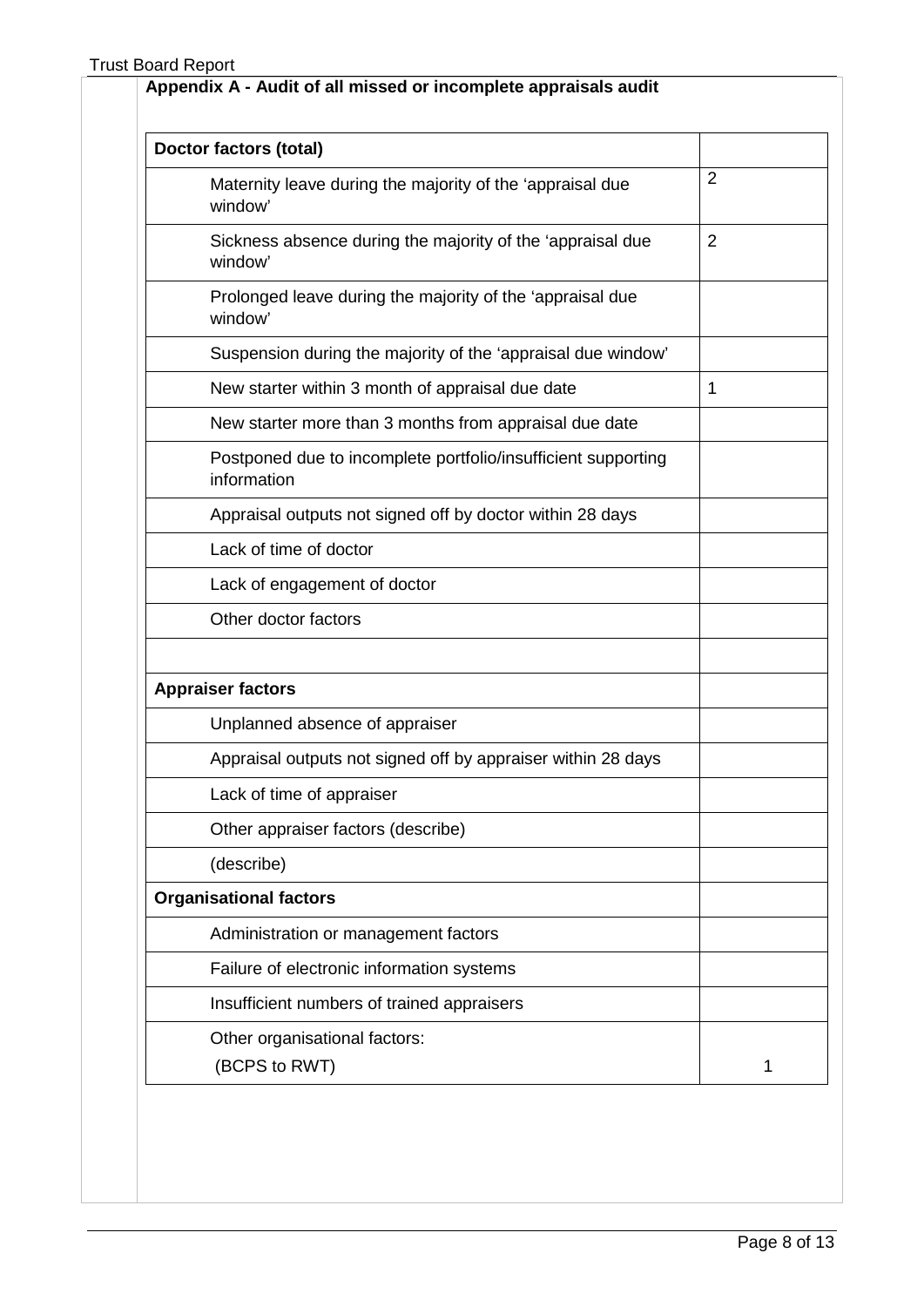## Appendix A - Audit of all missed or incomplete appraisals audit

| **Doctor factors (total)** | |
|---|---|
| Maternity leave during the majority of the 'appraisal due window' | 2 |
| Sickness absence during the majority of the 'appraisal due window' | 2 |
| Prolonged leave during the majority of the 'appraisal due window' | |
| Suspension during the majority of the 'appraisal due window' | |
| New starter within 3 month of appraisal due date | 1 |
| New starter more than 3 months from appraisal due date | |
| Postponed due to incomplete portfolio/insufficient supporting information | |
| Appraisal outputs not signed off by doctor within 28 days | |
| Lack of time of doctor | |
| Lack of engagement of doctor | |
| Other doctor factors | |
| | |
| **Appraiser factors** | |
| Unplanned absence of appraiser | |
| Appraisal outputs not signed off by appraiser within 28 days | |
| Lack of time of appraiser | |
| Other appraiser factors (describe) | |
| (describe) | |
| **Organisational factors** | |
| Administration or management factors | |
| Failure of electronic information systems | |
| Insufficient numbers of trained appraisers | |
| Other organisational factors: (BCPS to RWT) | 1 |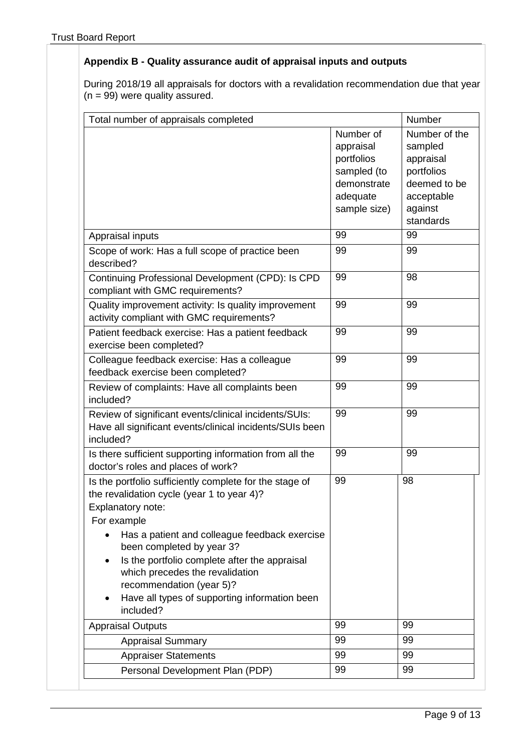## Appendix B - Quality assurance audit of appraisal inputs and outputs

During 2018/19 all appraisals for doctors with a revalidation recommendation due that year (n = 99) were quality assured.

| Total number of appraisals completed | | Number |
|---|---|---|
| | Number of appraisal portfolios sampled (to demonstrate adequate sample size) | Number of the sampled appraisal portfolios deemed to be acceptable against standards |
| Appraisal inputs | 99 | 99 |
| Scope of work: Has a full scope of practice been described? | 99 | 99 |
| Continuing Professional Development (CPD): Is CPD compliant with GMC requirements? | 99 | 98 |
| Quality improvement activity: Is quality improvement activity compliant with GMC requirements? | 99 | 99 |
| Patient feedback exercise: Has a patient feedback exercise been completed? | 99 | 99 |
| Colleague feedback exercise: Has a colleague feedback exercise been completed? | 99 | 99 |
| Review of complaints: Have all complaints been included? | 99 | 99 |
| Review of significant events/clinical incidents/SUIs: Have all significant events/clinical incidents/SUIs been included? | 99 | 99 |
| Is there sufficient supporting information from all the doctor's roles and places of work? | 99 | 99 |
| Is the portfolio sufficiently complete for the stage of the revalidation cycle (year 1 to year 4)?<br>Explanatory note:<br>For example<br>• Has a patient and colleague feedback exercise been completed by year 3?<br>• Is the portfolio complete after the appraisal which precedes the revalidation recommendation (year 5)?<br>• Have all types of supporting information been included? | 99 | 98 |
| Appraisal Outputs | 99 | 99 |
| Appraisal Summary | 99 | 99 |
| Appraiser Statements | 99 | 99 |
| Personal Development Plan (PDP) | 99 | 99 |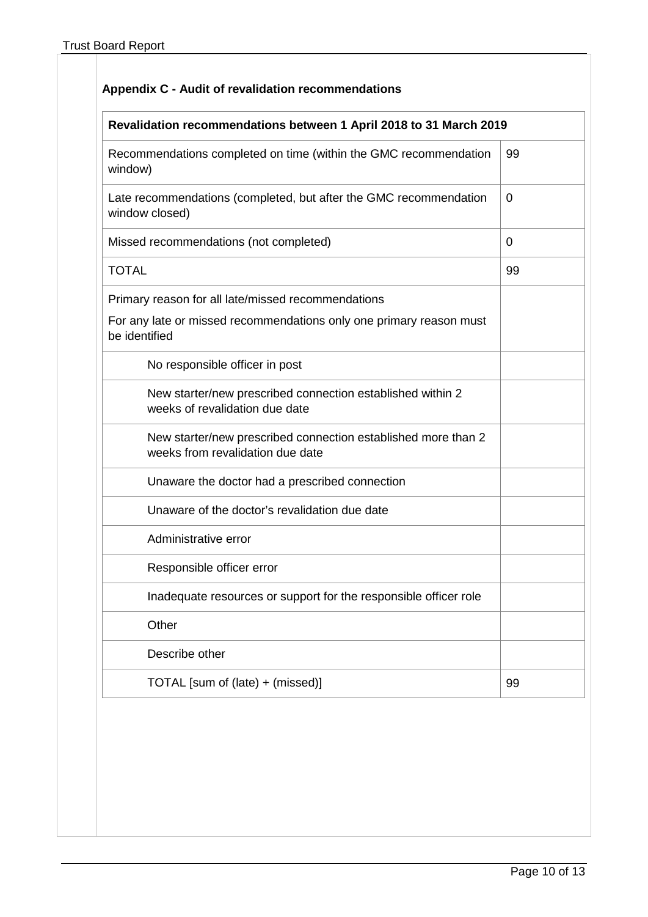## Appendix C - Audit of revalidation recommendations

| Revalidation recommendations between 1 April 2018 to 31 March 2019 | |
|---|---|
| Recommendations completed on time (within the GMC recommendation window) | 99 |
| Late recommendations (completed, but after the GMC recommendation window closed) | 0 |
| Missed recommendations (not completed) | 0 |
| TOTAL | 99 |
| Primary reason for all late/missed recommendations<br><br>For any late or missed recommendations only one primary reason must be identified | |
| No responsible officer in post | |
| New starter/new prescribed connection established within 2 weeks of revalidation due date | |
| New starter/new prescribed connection established more than 2 weeks from revalidation due date | |
| Unaware the doctor had a prescribed connection | |
| Unaware of the doctor's revalidation due date | |
| Administrative error | |
| Responsible officer error | |
| Inadequate resources or support for the responsible officer role | |
| Other | |
| Describe other | |
| TOTAL [sum of (late) + (missed)] | 99 |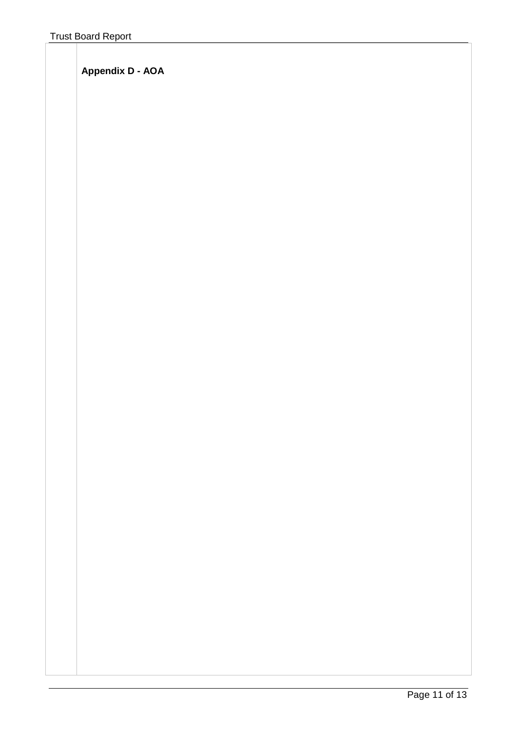**Appendix D - AOA**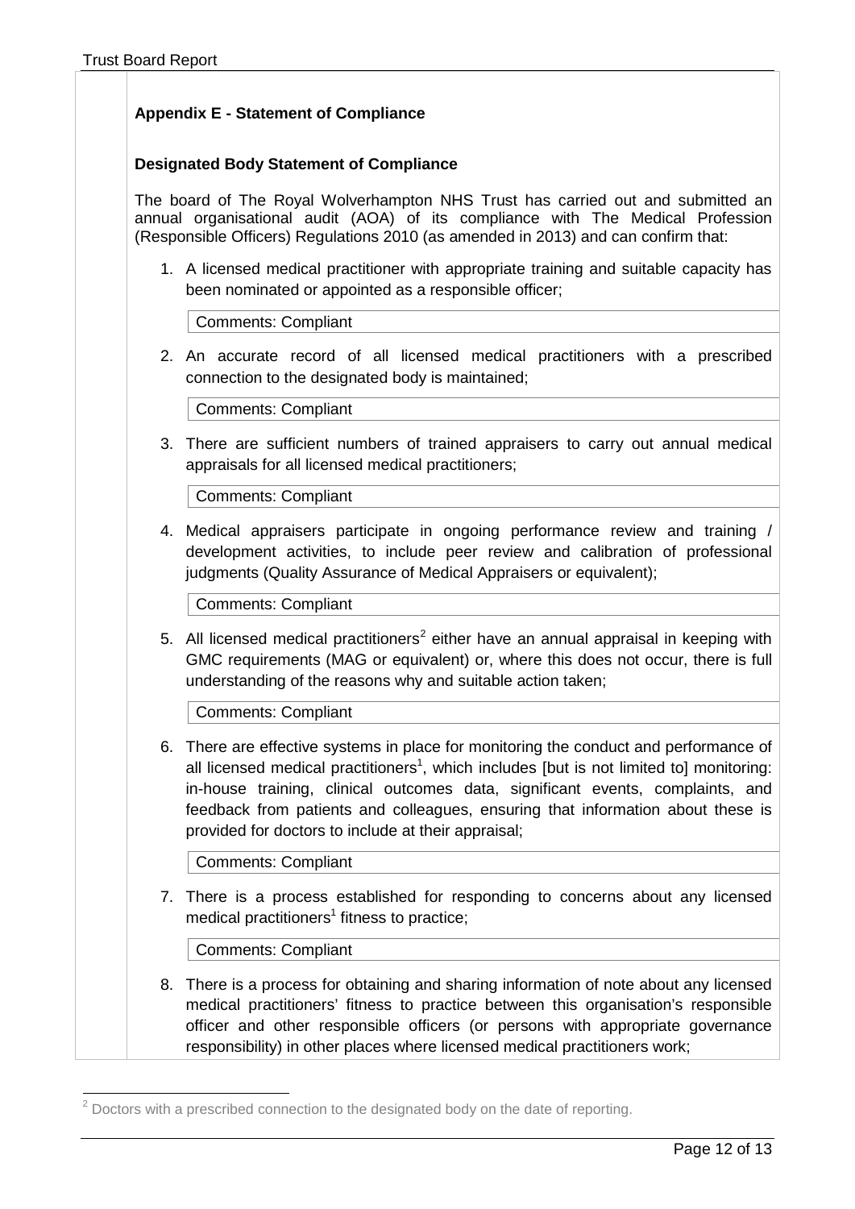## Appendix E - Statement of Compliance

### Designated Body Statement of Compliance

The board of The Royal Wolverhampton NHS Trust has carried out and submitted an annual organisational audit (AOA) of its compliance with The Medical Profession (Responsible Officers) Regulations 2010 (as amended in 2013) and can confirm that:

1. A licensed medical practitioner with appropriate training and suitable capacity has been nominated or appointed as a responsible officer;

   Comments: Compliant

2. An accurate record of all licensed medical practitioners with a prescribed connection to the designated body is maintained;

   Comments: Compliant

3. There are sufficient numbers of trained appraisers to carry out annual medical appraisals for all licensed medical practitioners;

   Comments: Compliant

4. Medical appraisers participate in ongoing performance review and training / development activities, to include peer review and calibration of professional judgments (Quality Assurance of Medical Appraisers or equivalent);

   Comments: Compliant

5. All licensed medical practitioners[2] either have an annual appraisal in keeping with GMC requirements (MAG or equivalent) or, where this does not occur, there is full understanding of the reasons why and suitable action taken;

   Comments: Compliant

6. There are effective systems in place for monitoring the conduct and performance of all licensed medical practitioners[1], which includes [but is not limited to] monitoring: in-house training, clinical outcomes data, significant events, complaints, and feedback from patients and colleagues, ensuring that information about these is provided for doctors to include at their appraisal;

   Comments: Compliant

7. There is a process established for responding to concerns about any licensed medical practitioners[1] fitness to practice;

   Comments: Compliant

8. There is a process for obtaining and sharing information of note about any licensed medical practitioners' fitness to practice between this organisation's responsible officer and other responsible officers (or persons with appropriate governance responsibility) in other places where licensed medical practitioners work;

[2] Doctors with a prescribed connection to the designated body on the date of reporting.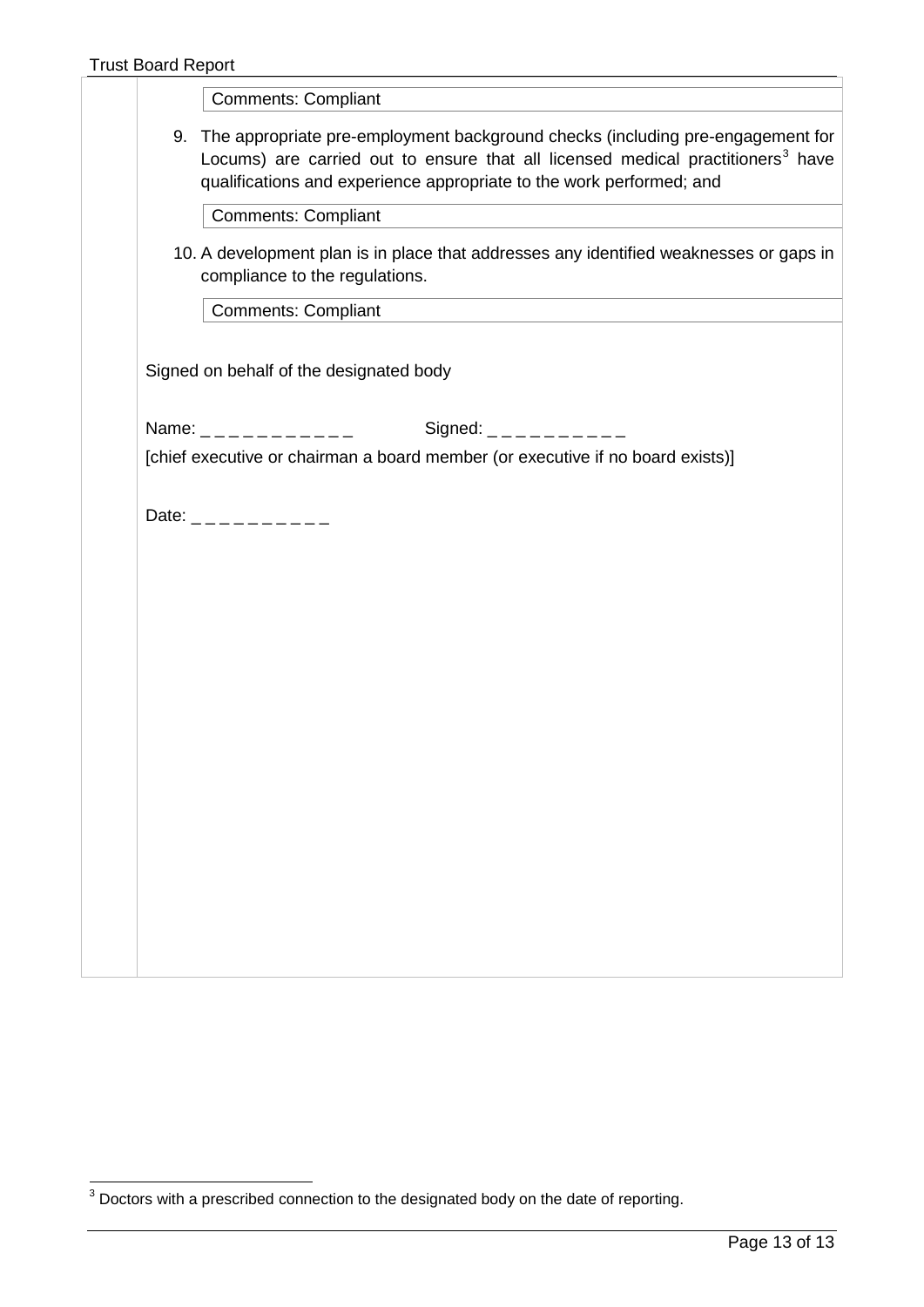Comments: Compliant

9. The appropriate pre-employment background checks (including pre-engagement for Locums) are carried out to ensure that all licensed medical practitioners[3] have qualifications and experience appropriate to the work performed; and

   Comments: Compliant

10. A development plan is in place that addresses any identified weaknesses or gaps in compliance to the regulations.

   Comments: Compliant

Signed on behalf of the designated body

Name: _ _ _ _ _ _ _ _ _ _ _ Signed: _ _ _ _ _ _ _ _ _ _

[chief executive or chairman a board member (or executive if no board exists)]

Date: _ _ _ _ _ _ _ _ _ _

[3] Doctors with a prescribed connection to the designated body on the date of reporting.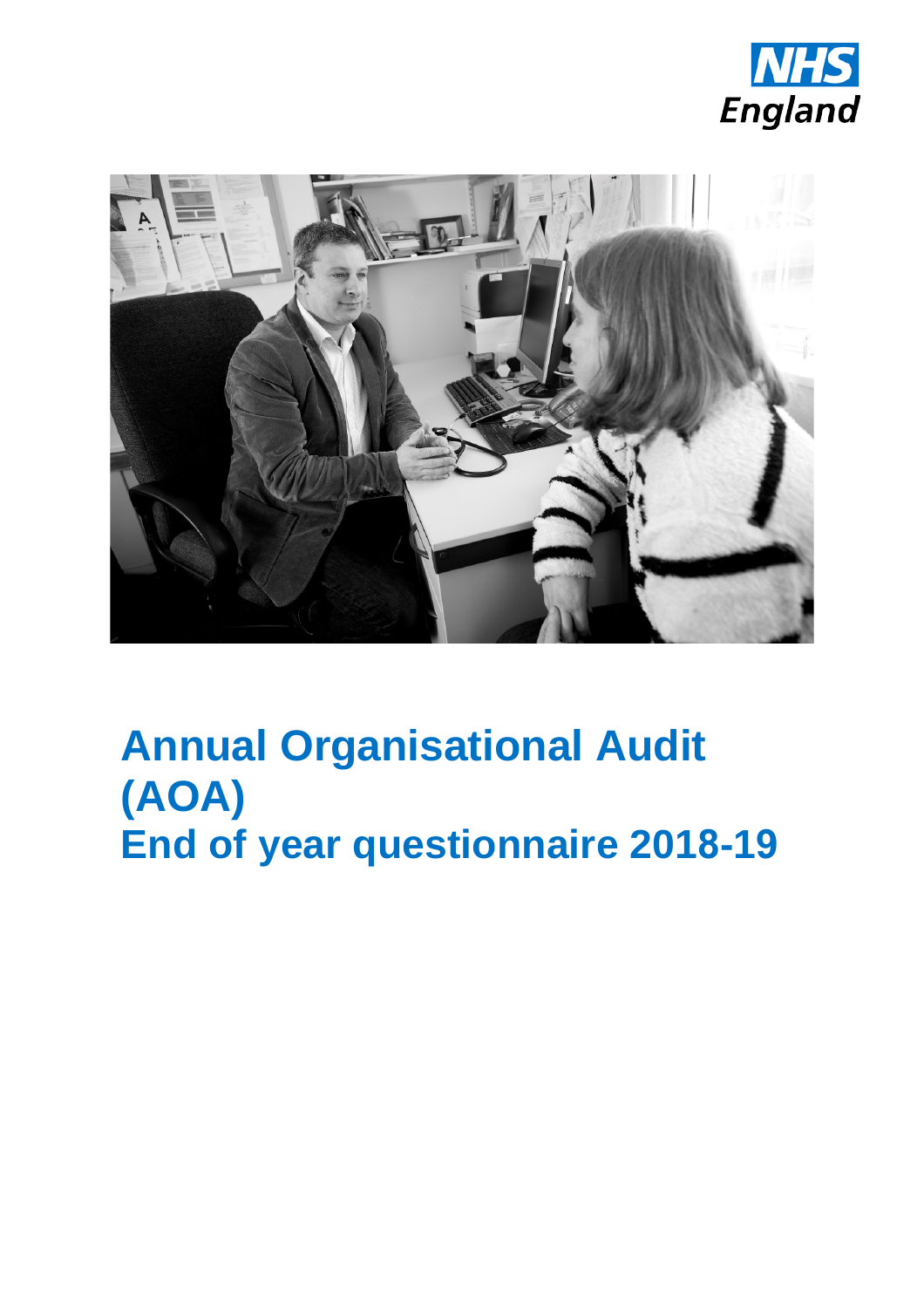# Annual Organisational Audit (AOA)

# End of year questionnaire 2018-19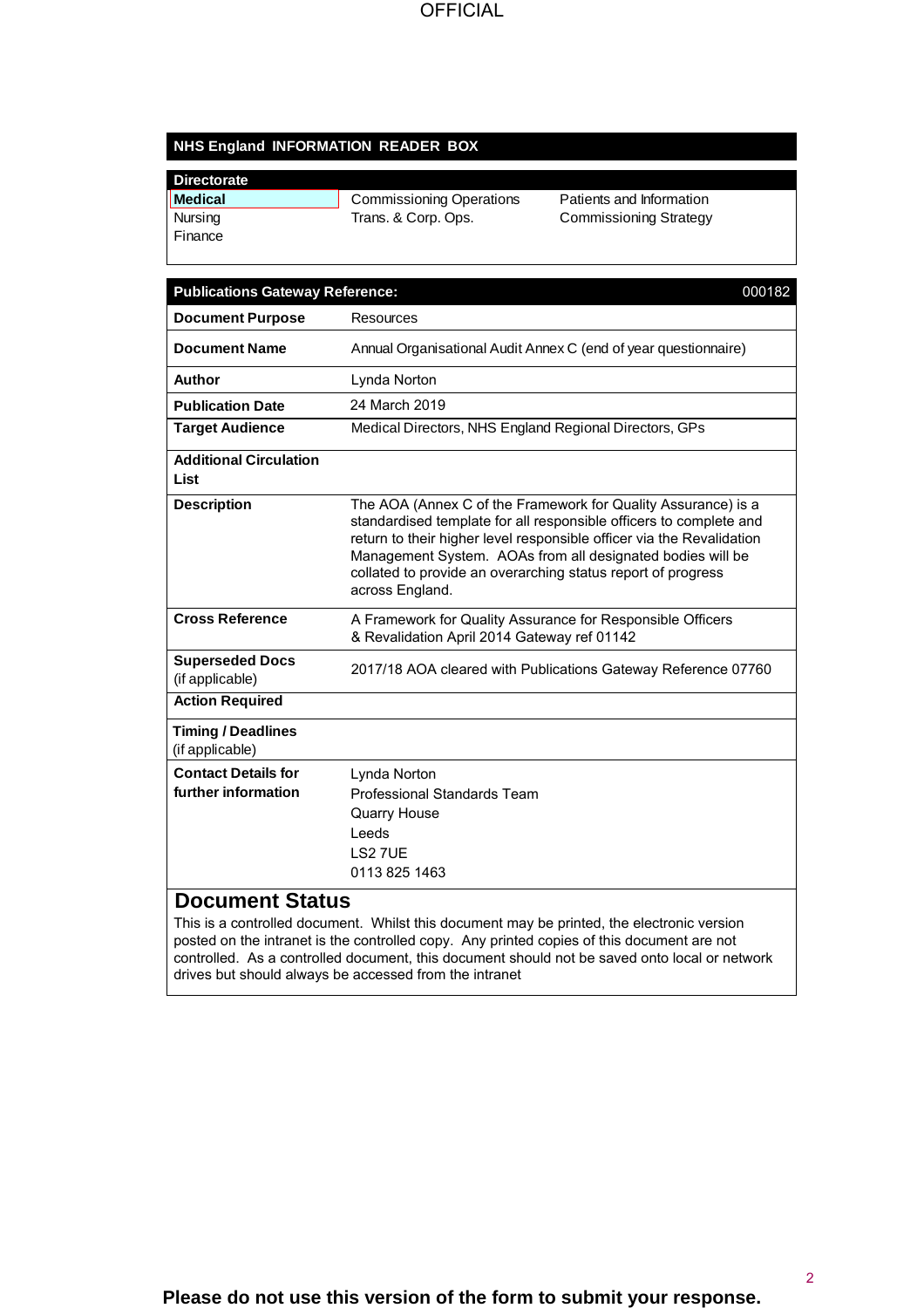## NHS England INFORMATION READER BOX

| Directorate | | |
|---|---|---|
| **Medical** | Commissioning Operations | Patients and Information |
| Nursing | Trans. & Corp. Ops. | Commissioning Strategy |
| Finance | | |

| **Publications Gateway Reference:** | 000182 |
|---|---|
| **Document Purpose** | Resources |
| **Document Name** | Annual Organisational Audit Annex C (end of year questionnaire) |
| **Author** | Lynda Norton |
| **Publication Date** | 24 March 2019 |
| **Target Audience** | Medical Directors, NHS England Regional Directors, GPs |
| **Additional Circulation List** | |
| **Description** | The AOA (Annex C of the Framework for Quality Assurance) is a standardised template for all responsible officers to complete and return to their higher level responsible officer via the Revalidation Management System. AOAs from all designated bodies will be collated to provide an overarching status report of progress across England. |
| **Cross Reference** | A Framework for Quality Assurance for Responsible Officers & Revalidation April 2014 Gateway ref 01142 |
| **Superseded Docs** (if applicable) | 2017/18 AOA cleared with Publications Gateway Reference 07760 |
| **Action Required** | |
| **Timing / Deadlines** (if applicable) | |
| **Contact Details for further information** | Lynda Norton<br>Professional Standards Team<br>Quarry House<br>Leeds<br>LS2 7UE<br>0113 825 1463 |

## Document Status

This is a controlled document. Whilst this document may be printed, the electronic version posted on the intranet is the controlled copy. Any printed copies of this document are not controlled. As a controlled document, this document should not be saved onto local or network drives but should always be accessed from the intranet

**Please do not use this version of the form to submit your response.**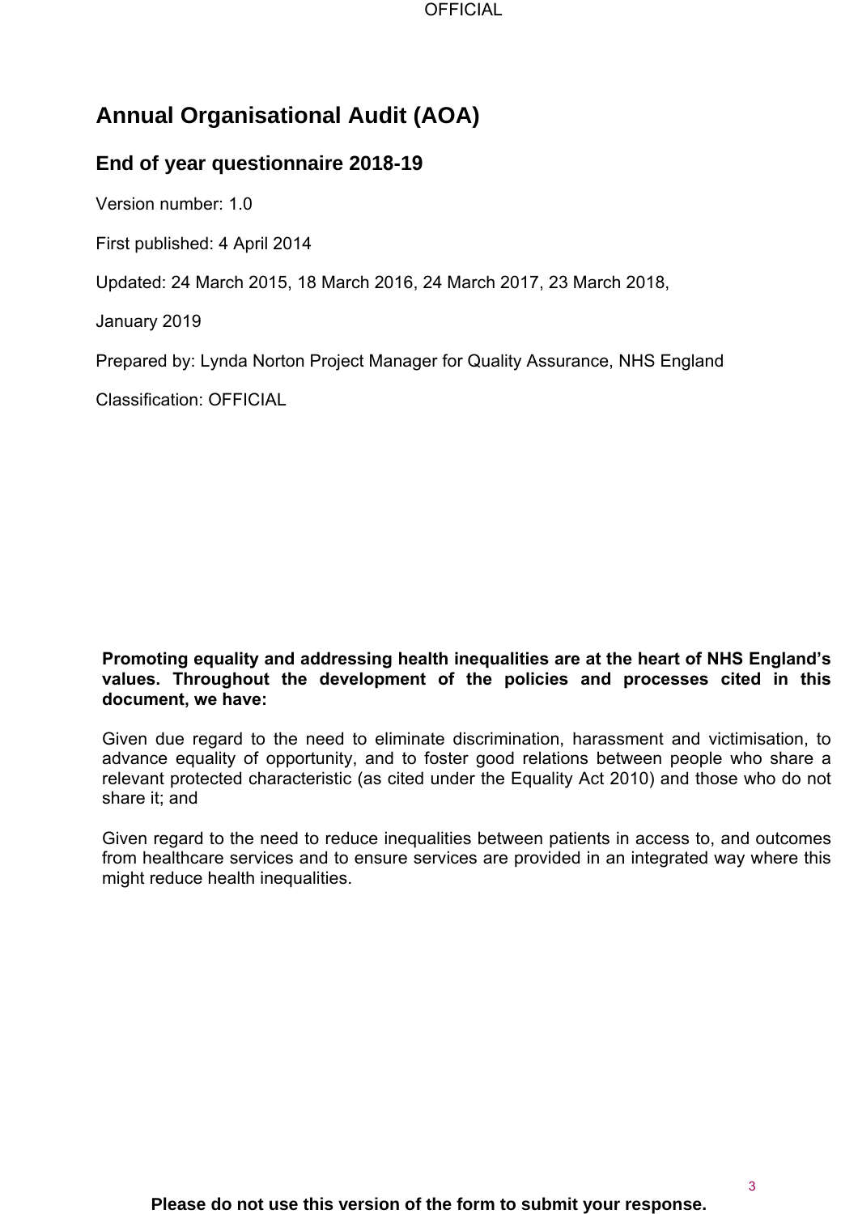# Annual Organisational Audit (AOA)

## End of year questionnaire 2018-19

Version number: 1.0

First published: 4 April 2014

Updated: 24 March 2015, 18 March 2016, 24 March 2017, 23 March 2018,

January 2019

Prepared by: Lynda Norton Project Manager for Quality Assurance, NHS England

Classification: OFFICIAL

**Promoting equality and addressing health inequalities are at the heart of NHS England's values. Throughout the development of the policies and processes cited in this document, we have:**

Given due regard to the need to eliminate discrimination, harassment and victimisation, to advance equality of opportunity, and to foster good relations between people who share a relevant protected characteristic (as cited under the Equality Act 2010) and those who do not share it; and

Given regard to the need to reduce inequalities between patients in access to, and outcomes from healthcare services and to ensure services are provided in an integrated way where this might reduce health inequalities.

**Please do not use this version of the form to submit your response.**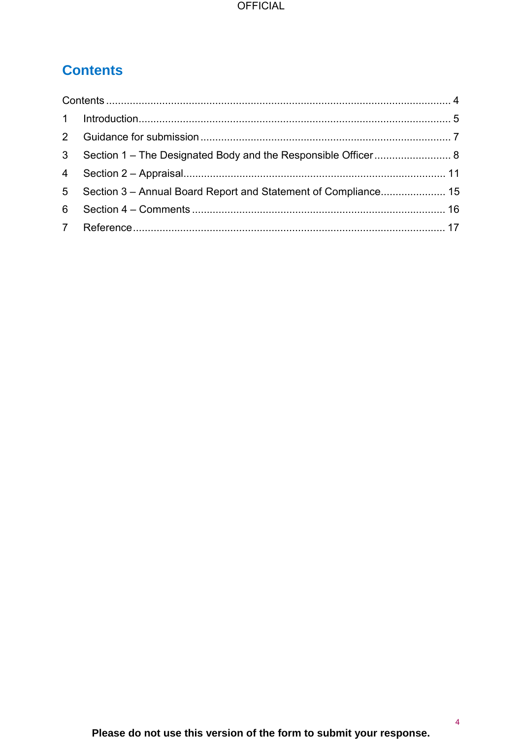# Contents

Contents .................................................................................................................... 4

1 Introduction ......................................................................................................... 5

2 Guidance for submission .................................................................................... 7

3 Section 1 – The Designated Body and the Responsible Officer .......................... 8

4 Section 2 – Appraisal ........................................................................................ 11

5 Section 3 – Annual Board Report and Statement of Compliance ...................... 15

6 Section 4 – Comments ..................................................................................... 16

7 Reference ......................................................................................................... 17

**Please do not use this version of the form to submit your response.**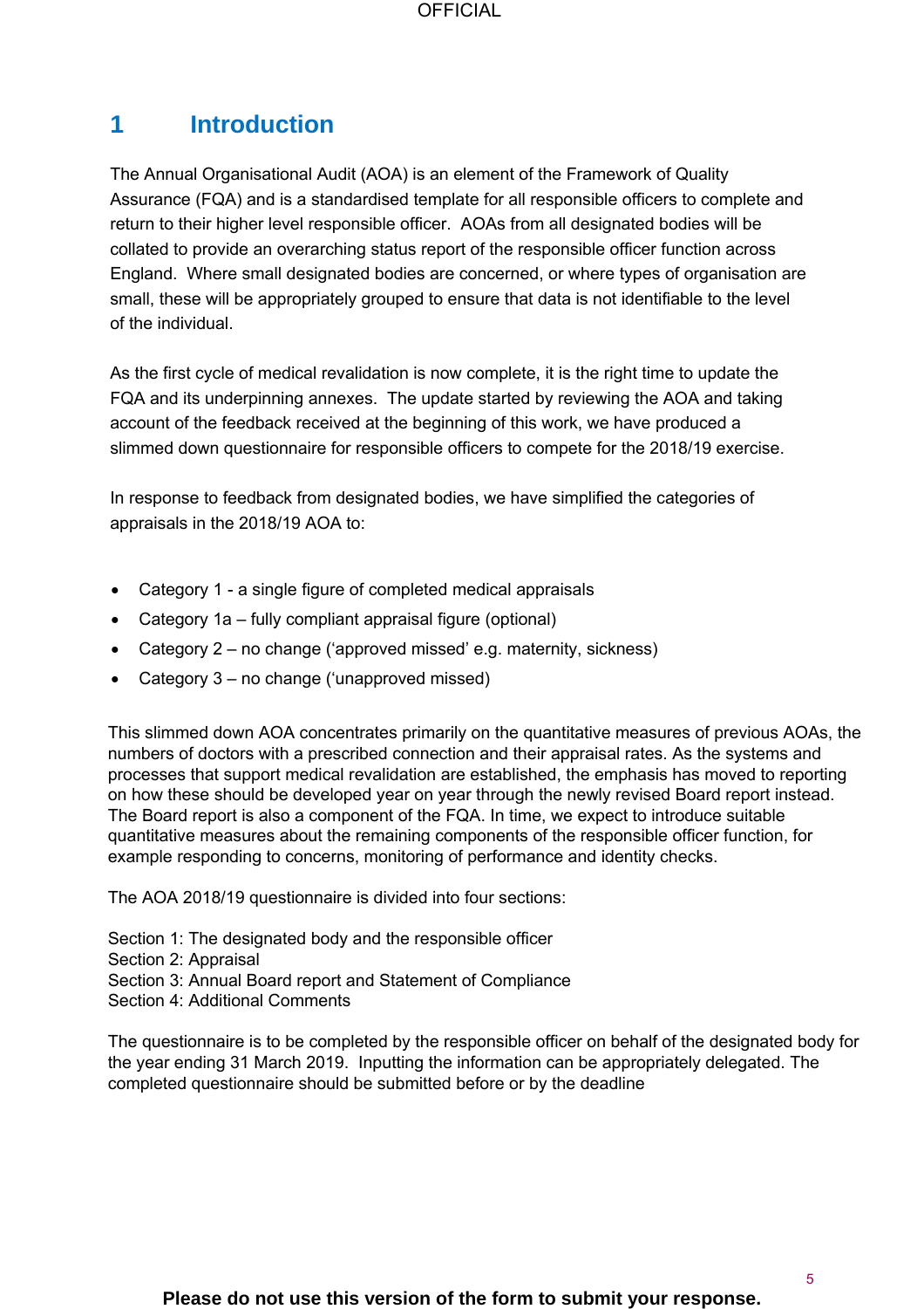# 1 Introduction

The Annual Organisational Audit (AOA) is an element of the Framework of Quality Assurance (FQA) and is a standardised template for all responsible officers to complete and return to their higher level responsible officer. AOAs from all designated bodies will be collated to provide an overarching status report of the responsible officer function across England. Where small designated bodies are concerned, or where types of organisation are small, these will be appropriately grouped to ensure that data is not identifiable to the level of the individual.

As the first cycle of medical revalidation is now complete, it is the right time to update the FQA and its underpinning annexes. The update started by reviewing the AOA and taking account of the feedback received at the beginning of this work, we have produced a slimmed down questionnaire for responsible officers to compete for the 2018/19 exercise.

In response to feedback from designated bodies, we have simplified the categories of appraisals in the 2018/19 AOA to:

- Category 1 - a single figure of completed medical appraisals
- Category 1a – fully compliant appraisal figure (optional)
- Category 2 – no change ('approved missed' e.g. maternity, sickness)
- Category 3 – no change ('unapproved missed)

This slimmed down AOA concentrates primarily on the quantitative measures of previous AOAs, the numbers of doctors with a prescribed connection and their appraisal rates. As the systems and processes that support medical revalidation are established, the emphasis has moved to reporting on how these should be developed year on year through the newly revised Board report instead. The Board report is also a component of the FQA. In time, we expect to introduce suitable quantitative measures about the remaining components of the responsible officer function, for example responding to concerns, monitoring of performance and identity checks.

The AOA 2018/19 questionnaire is divided into four sections:

Section 1: The designated body and the responsible officer
Section 2: Appraisal
Section 3: Annual Board report and Statement of Compliance
Section 4: Additional Comments

The questionnaire is to be completed by the responsible officer on behalf of the designated body for the year ending 31 March 2019. Inputting the information can be appropriately delegated. The completed questionnaire should be submitted before or by the deadline

**Please do not use this version of the form to submit your response.**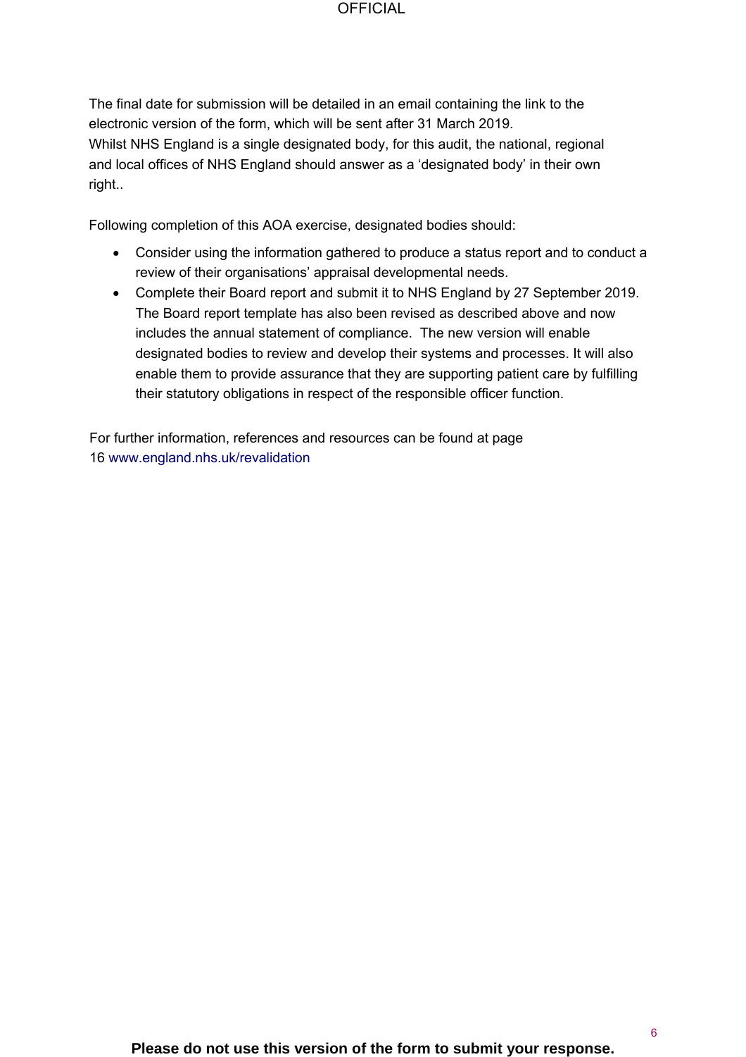The final date for submission will be detailed in an email containing the link to the electronic version of the form, which will be sent after 31 March 2019.
Whilst NHS England is a single designated body, for this audit, the national, regional and local offices of NHS England should answer as a 'designated body' in their own right..

Following completion of this AOA exercise, designated bodies should:

- Consider using the information gathered to produce a status report and to conduct a review of their organisations' appraisal developmental needs.
- Complete their Board report and submit it to NHS England by 27 September 2019. The Board report template has also been revised as described above and now includes the annual statement of compliance. The new version will enable designated bodies to review and develop their systems and processes. It will also enable them to provide assurance that they are supporting patient care by fulfilling their statutory obligations in respect of the responsible officer function.

For further information, references and resources can be found at page 16 www.england.nhs.uk/revalidation

**Please do not use this version of the form to submit your response.**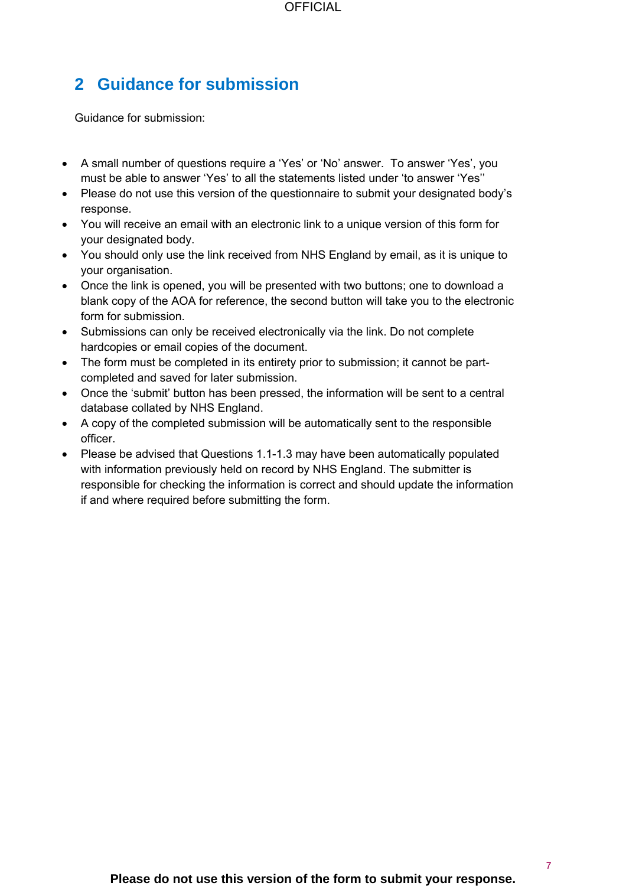## 2 Guidance for submission

Guidance for submission:

- A small number of questions require a 'Yes' or 'No' answer. To answer 'Yes', you must be able to answer 'Yes' to all the statements listed under 'to answer 'Yes''
- Please do not use this version of the questionnaire to submit your designated body's response.
- You will receive an email with an electronic link to a unique version of this form for your designated body.
- You should only use the link received from NHS England by email, as it is unique to your organisation.
- Once the link is opened, you will be presented with two buttons; one to download a blank copy of the AOA for reference, the second button will take you to the electronic form for submission.
- Submissions can only be received electronically via the link. Do not complete hardcopies or email copies of the document.
- The form must be completed in its entirety prior to submission; it cannot be part-completed and saved for later submission.
- Once the 'submit' button has been pressed, the information will be sent to a central database collated by NHS England.
- A copy of the completed submission will be automatically sent to the responsible officer.
- Please be advised that Questions 1.1-1.3 may have been automatically populated with information previously held on record by NHS England. The submitter is responsible for checking the information is correct and should update the information if and where required before submitting the form.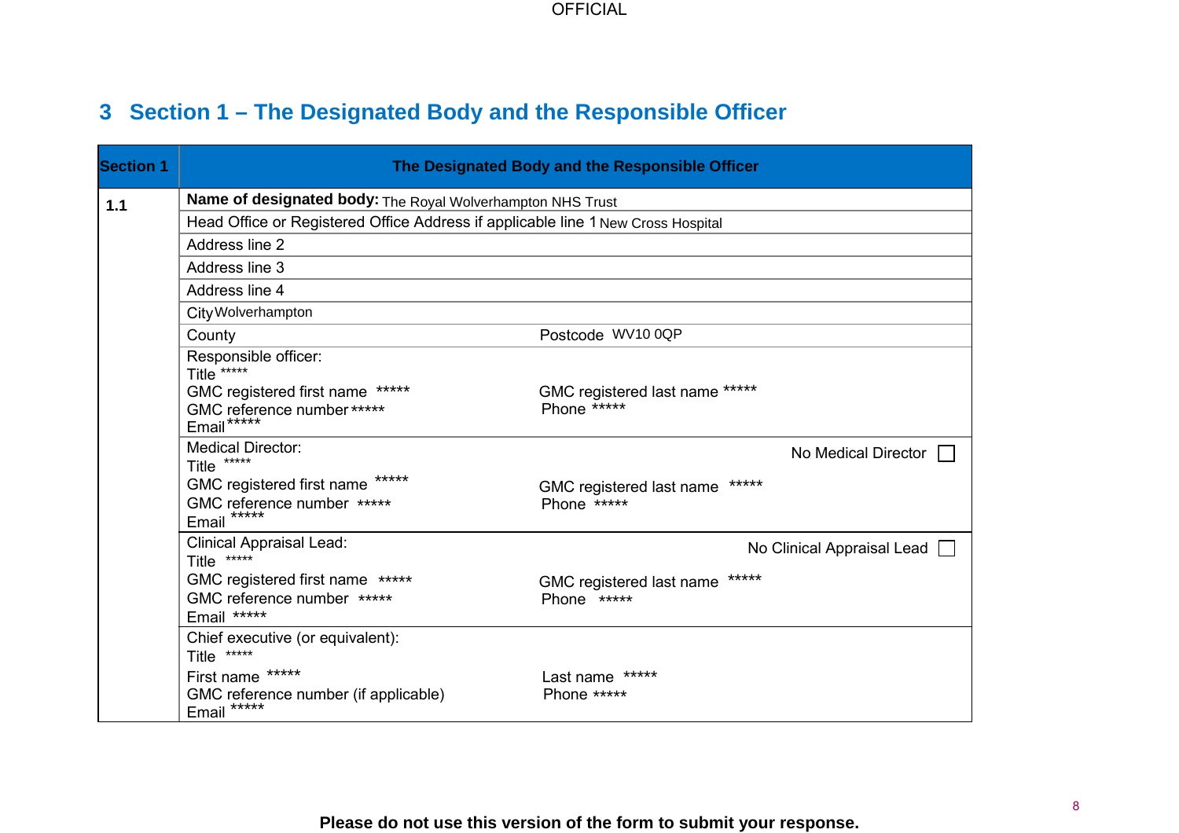# 3 Section 1 – The Designated Body and the Responsible Officer

| Section 1 | The Designated Body and the Responsible Officer | |
|---|---|---|
| 1.1 | **Name of designated body:** The Royal Wolverhampton NHS Trust | |
| | Head Office or Registered Office Address if applicable line 1 New Cross Hospital | |
| | Address line 2 | |
| | Address line 3 | |
| | Address line 4 | |
| | City Wolverhampton | |
| | County | Postcode WV10 0QP |
| | Responsible officer:<br>Title *****<br>GMC registered first name *****<br>GMC reference number *****<br>Email ***** | GMC registered last name *****<br>Phone ***** |
| | Medical Director:<br>Title *****<br>GMC registered first name *****<br>GMC reference number *****<br>Email ***** | No Medical Director ☐<br>GMC registered last name *****<br>Phone ***** |
| | Clinical Appraisal Lead:<br>Title *****<br>GMC registered first name *****<br>GMC reference number *****<br>Email ***** | No Clinical Appraisal Lead ☐<br>GMC registered last name *****<br>Phone ***** |
| | Chief executive (or equivalent):<br>Title *****<br>First name *****<br>GMC reference number (if applicable)<br>Email ***** | Last name *****<br>Phone ***** |

**Please do not use this version of the form to submit your response.**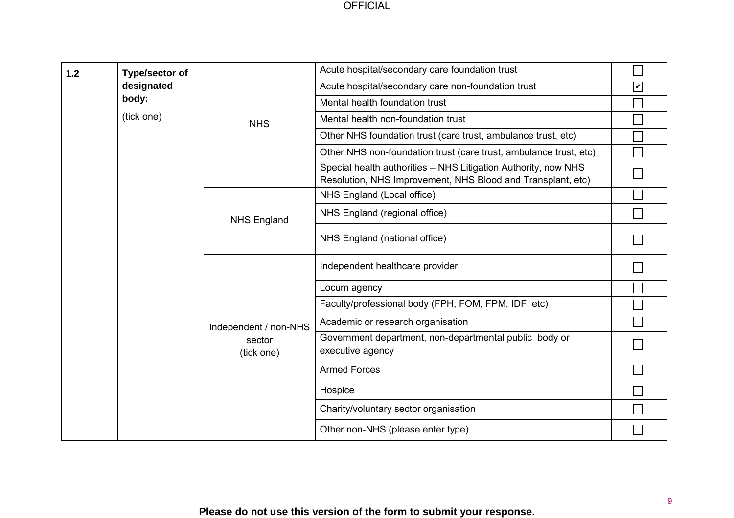| 1.2 | **Type/sector of designated body:** (tick one) | NHS | Acute hospital/secondary care foundation trust | ☐ |
|---|---|---|---|---|
| | | | Acute hospital/secondary care non-foundation trust | ☑ |
| | | | Mental health foundation trust | ☐ |
| | | | Mental health non-foundation trust | ☐ |
| | | | Other NHS foundation trust (care trust, ambulance trust, etc) | ☐ |
| | | | Other NHS non-foundation trust (care trust, ambulance trust, etc) | ☐ |
| | | | Special health authorities – NHS Litigation Authority, now NHS Resolution, NHS Improvement, NHS Blood and Transplant, etc) | ☐ |
| | | NHS England | NHS England (Local office) | ☐ |
| | | | NHS England (regional office) | ☐ |
| | | | NHS England (national office) | ☐ |
| | | Independent / non-NHS sector (tick one) | Independent healthcare provider | ☐ |
| | | | Locum agency | ☐ |
| | | | Faculty/professional body (FPH, FOM, FPM, IDF, etc) | ☐ |
| | | | Academic or research organisation | ☐ |
| | | | Government department, non-departmental public body or executive agency | ☐ |
| | | | Armed Forces | ☐ |
| | | | Hospice | ☐ |
| | | | Charity/voluntary sector organisation | ☐ |
| | | | Other non-NHS (please enter type) | ☐ |

**Please do not use this version of the form to submit your response.**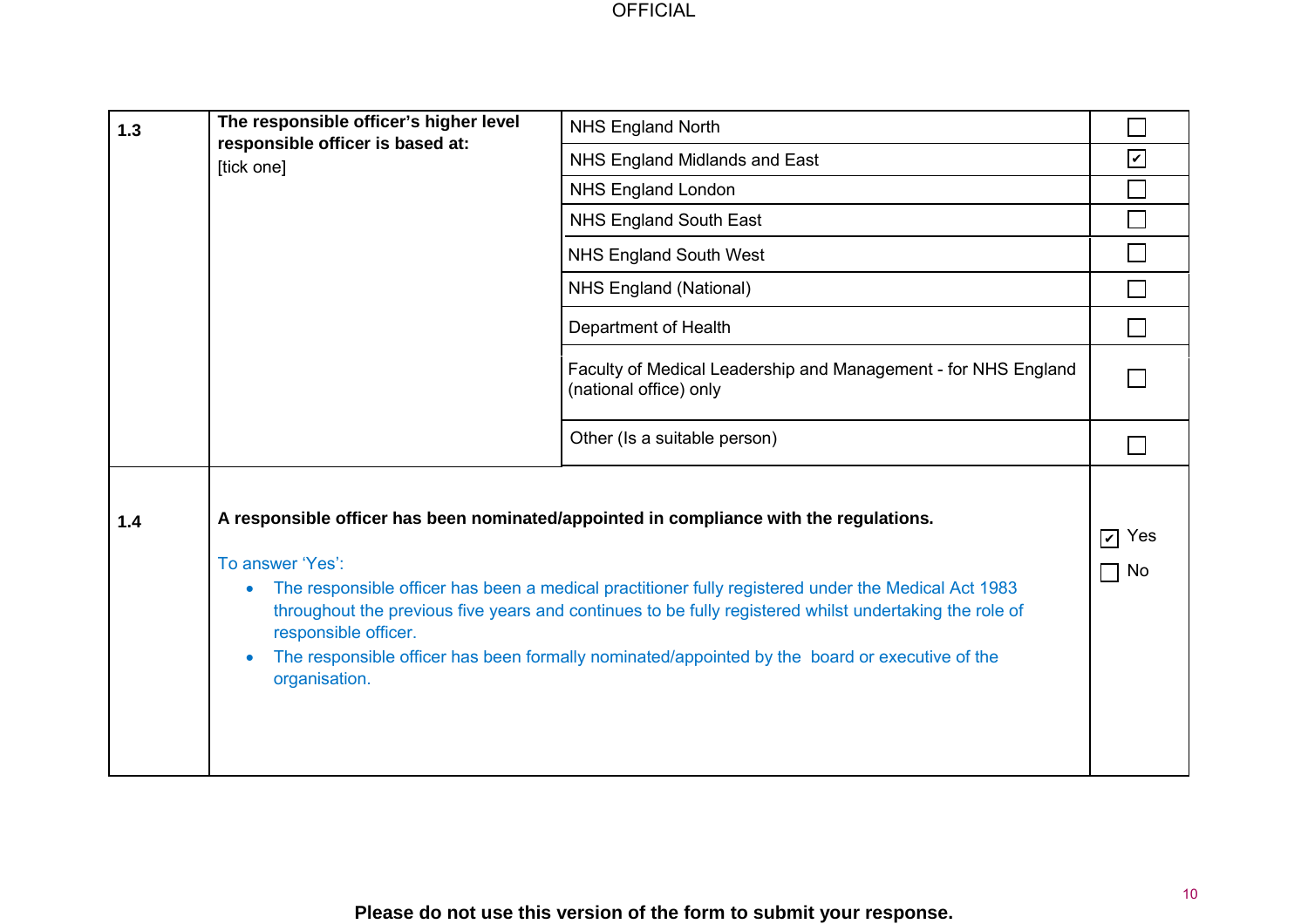| | | | |
|---|---|---|---|
| **1.3** | **The responsible officer's higher level responsible officer is based at:** [tick one] | NHS England North | ☐ |
| | | NHS England Midlands and East | ☑ |
| | | NHS England London | ☐ |
| | | NHS England South East | ☐ |
| | | NHS England South West | ☐ |
| | | NHS England (National) | ☐ |
| | | Department of Health | ☐ |
| | | Faculty of Medical Leadership and Management - for NHS England (national office) only | ☐ |
| | | Other (Is a suitable person) | ☐ |
| **1.4** | **A responsible officer has been nominated/appointed in compliance with the regulations.**<br><br>To answer 'Yes':<br>• The responsible officer has been a medical practitioner fully registered under the Medical Act 1983 throughout the previous five years and continues to be fully registered whilst undertaking the role of responsible officer.<br>• The responsible officer has been formally nominated/appointed by the board or executive of the organisation. | | ☑ Yes<br>☐ No |

**Please do not use this version of the form to submit your response.**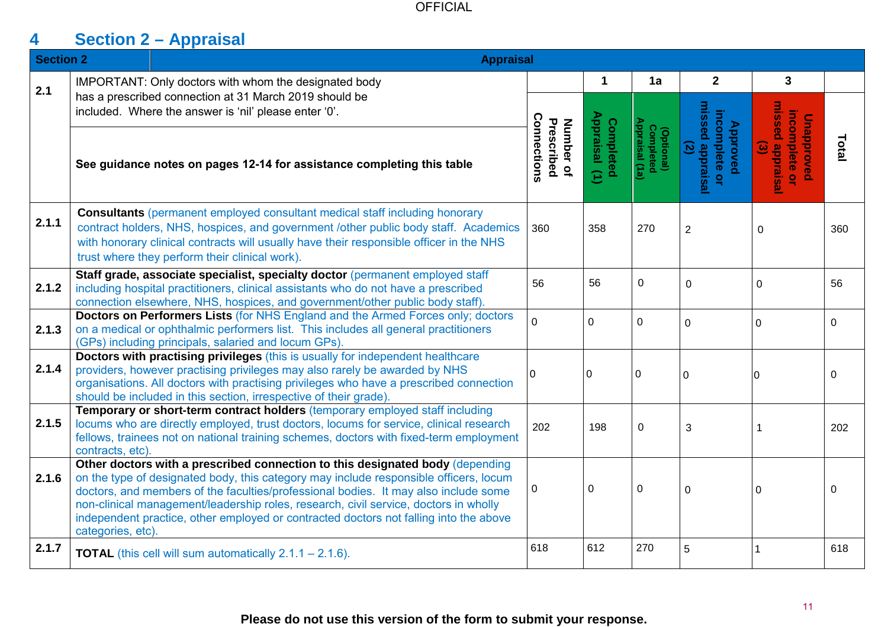OFFICIAL

# 4 Section 2 – Appraisal

| Section 2 | Appraisal | | | | | | |
|---|---|---|---|---|---|---|---|
| 2.1 | IMPORTANT: Only doctors with whom the designated body has a prescribed connection at 31 March 2019 should be included. Where the answer is 'nil' please enter '0'. | | 1 | 1a | 2 | 3 | |
| | **See guidance notes on pages 12-14 for assistance completing this table** | **Number of Prescribed Connections** | **Completed Appraisal (1)** | **(Optional) Completed Appraisal (1a)** | **Approved incomplete or missed appraisal (2)** | **Unapproved incomplete or missed appraisal (3)** | **Total** |
| 2.1.1 | **Consultants** (permanent employed consultant medical staff including honorary contract holders, NHS, hospices, and government /other public body staff. Academics with honorary clinical contracts will usually have their responsible officer in the NHS trust where they perform their clinical work). | 360 | 358 | 270 | 2 | 0 | 360 |
| 2.1.2 | **Staff grade, associate specialist, specialty doctor** (permanent employed staff including hospital practitioners, clinical assistants who do not have a prescribed connection elsewhere, NHS, hospices, and government/other public body staff). | 56 | 56 | 0 | 0 | 0 | 56 |
| 2.1.3 | **Doctors on Performers Lists** (for NHS England and the Armed Forces only; doctors on a medical or ophthalmic performers list. This includes all general practitioners (GPs) including principals, salaried and locum GPs). | 0 | 0 | 0 | 0 | 0 | 0 |
| 2.1.4 | **Doctors with practising privileges** (this is usually for independent healthcare providers, however practising privileges may also rarely be awarded by NHS organisations. All doctors with practising privileges who have a prescribed connection should be included in this section, irrespective of their grade). | 0 | 0 | 0 | 0 | 0 | 0 |
| 2.1.5 | **Temporary or short-term contract holders** (temporary employed staff including locums who are directly employed, trust doctors, locums for service, clinical research fellows, trainees not on national training schemes, doctors with fixed-term employment contracts, etc). | 202 | 198 | 0 | 3 | 1 | 202 |
| 2.1.6 | **Other doctors with a prescribed connection to this designated body** (depending on the type of designated body, this category may include responsible officers, locum doctors, and members of the faculties/professional bodies. It may also include some non-clinical management/leadership roles, research, civil service, doctors in wholly independent practice, other employed or contracted doctors not falling into the above categories, etc). | 0 | 0 | 0 | 0 | 0 | 0 |
| 2.1.7 | **TOTAL** (this cell will sum automatically 2.1.1 – 2.1.6). | 618 | 612 | 270 | 5 | 1 | 618 |

**Please do not use this version of the form to submit your response.**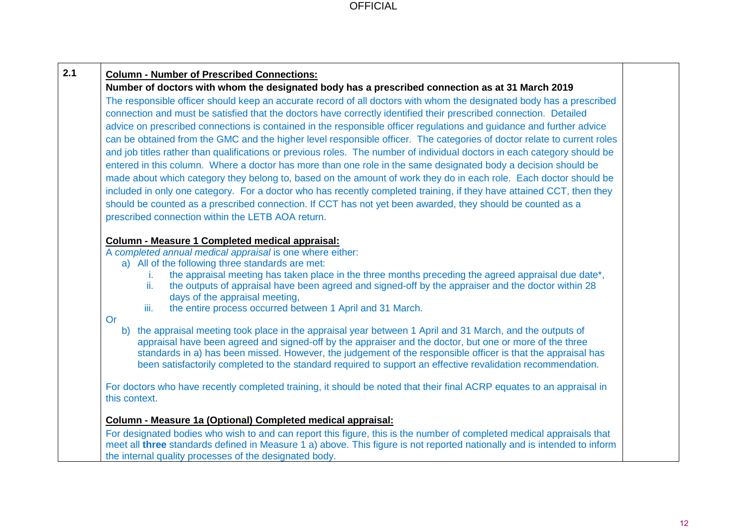| | | |
|---|---|---|
| **2.1** | **Column - Number of Prescribed Connections:**<br>**Number of doctors with whom the designated body has a prescribed connection as at 31 March 2019**<br>The responsible officer should keep an accurate record of all doctors with whom the designated body has a prescribed connection and must be satisfied that the doctors have correctly identified their prescribed connection. Detailed advice on prescribed connections is contained in the responsible officer regulations and guidance and further advice can be obtained from the GMC and the higher level responsible officer. The categories of doctor relate to current roles and job titles rather than qualifications or previous roles. The number of individual doctors in each category should be entered in this column. Where a doctor has more than one role in the same designated body a decision should be made about which category they belong to, based on the amount of work they do in each role. Each doctor should be included in only one category. For a doctor who has recently completed training, if they have attained CCT, then they should be counted as a prescribed connection. If CCT has not yet been awarded, they should be counted as a prescribed connection within the LETB AOA return.<br><br>**Column - Measure 1 Completed medical appraisal:**<br>A *completed annual medical appraisal* is one where either:<br>a) All of the following three standards are met:<br>i. the appraisal meeting has taken place in the three months preceding the agreed appraisal due date*,<br>ii. the outputs of appraisal have been agreed and signed-off by the appraiser and the doctor within 28 days of the appraisal meeting,<br>iii. the entire process occurred between 1 April and 31 March.<br>Or<br>b) the appraisal meeting took place in the appraisal year between 1 April and 31 March, and the outputs of appraisal have been agreed and signed-off by the appraiser and the doctor, but one or more of the three standards in a) has been missed. However, the judgement of the responsible officer is that the appraisal has been satisfactorily completed to the standard required to support an effective revalidation recommendation.<br><br>For doctors who have recently completed training, it should be noted that their final ACRP equates to an appraisal in this context.<br><br>**Column - Measure 1a (Optional) Completed medical appraisal:**<br>For designated bodies who wish to and can report this figure, this is the number of completed medical appraisals that meet all **three** standards defined in Measure 1 a) above. This figure is not reported nationally and is intended to inform the internal quality processes of the designated body. | |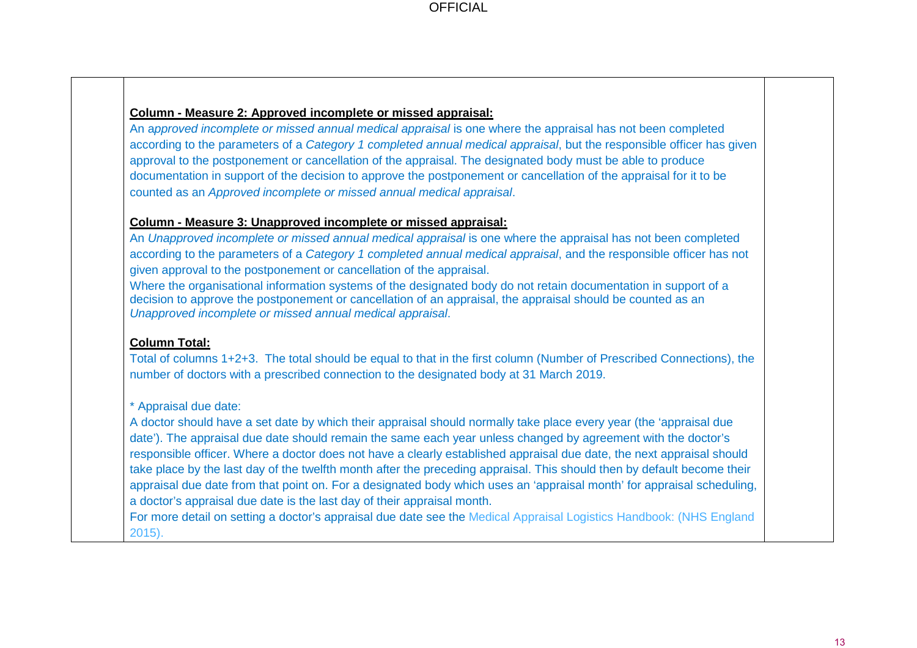**Column - Measure 2: Approved incomplete or missed appraisal:**

An *approved incomplete or missed annual medical appraisal* is one where the appraisal has not been completed according to the parameters of a *Category 1 completed annual medical appraisal*, but the responsible officer has given approval to the postponement or cancellation of the appraisal. The designated body must be able to produce documentation in support of the decision to approve the postponement or cancellation of the appraisal for it to be counted as an *Approved incomplete or missed annual medical appraisal*.

**Column - Measure 3: Unapproved incomplete or missed appraisal:**

An *Unapproved incomplete or missed annual medical appraisal* is one where the appraisal has not been completed according to the parameters of a *Category 1 completed annual medical appraisal*, and the responsible officer has not given approval to the postponement or cancellation of the appraisal.

Where the organisational information systems of the designated body do not retain documentation in support of a decision to approve the postponement or cancellation of an appraisal, the appraisal should be counted as an *Unapproved incomplete or missed annual medical appraisal*.

**Column Total:**

Total of columns 1+2+3. The total should be equal to that in the first column (Number of Prescribed Connections), the number of doctors with a prescribed connection to the designated body at 31 March 2019.

* Appraisal due date:

A doctor should have a set date by which their appraisal should normally take place every year (the 'appraisal due date'). The appraisal due date should remain the same each year unless changed by agreement with the doctor's responsible officer. Where a doctor does not have a clearly established appraisal due date, the next appraisal should take place by the last day of the twelfth month after the preceding appraisal. This should then by default become their appraisal due date from that point on. For a designated body which uses an 'appraisal month' for appraisal scheduling, a doctor's appraisal due date is the last day of their appraisal month.

For more detail on setting a doctor's appraisal due date see the Medical Appraisal Logistics Handbook: (NHS England 2015).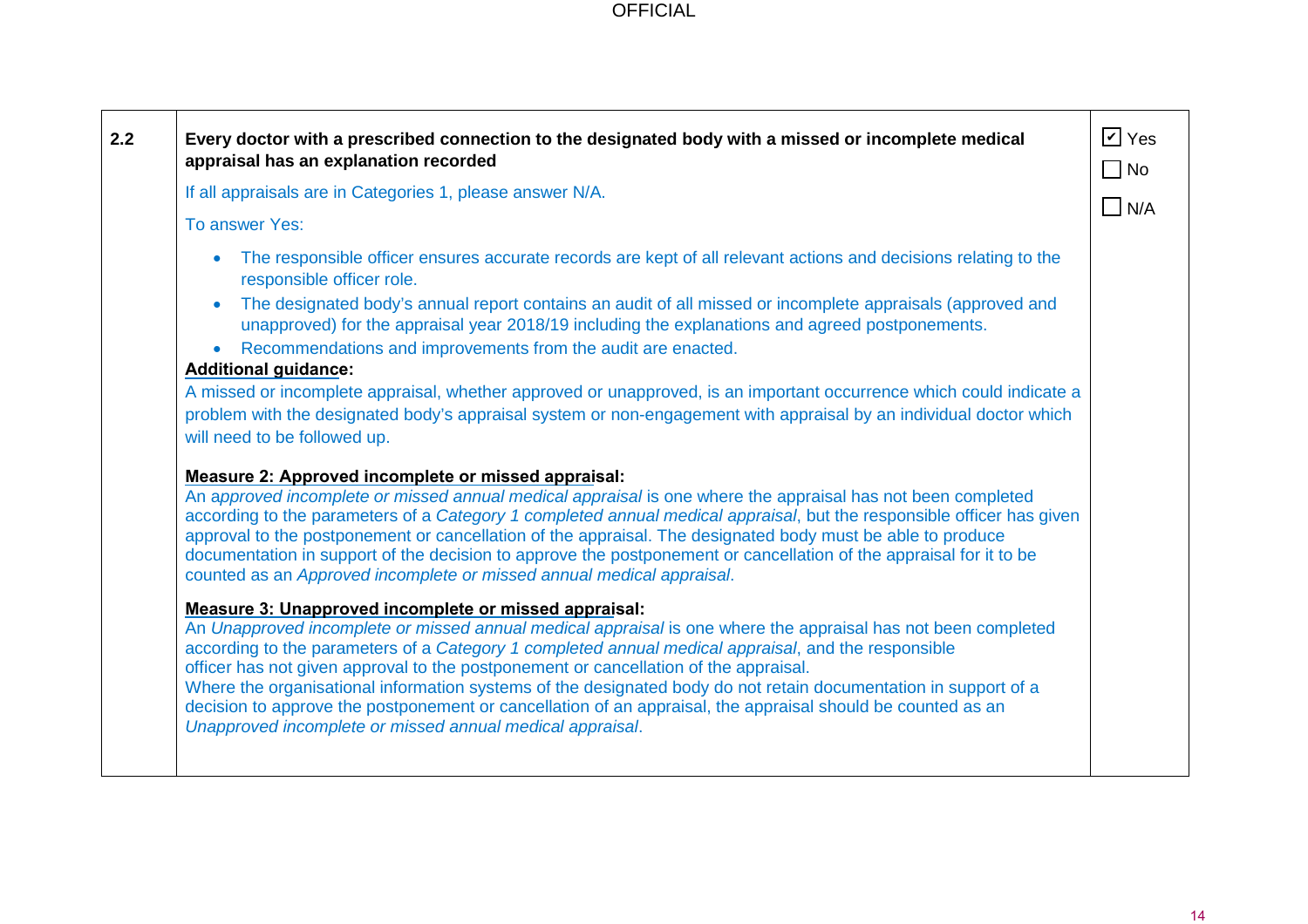| 2.2 | **Every doctor with a prescribed connection to the designated body with a missed or incomplete medical appraisal has an explanation recorded**<br><br>If all appraisals are in Categories 1, please answer N/A.<br><br>To answer Yes:<br><br>• The responsible officer ensures accurate records are kept of all relevant actions and decisions relating to the responsible officer role.<br>• The designated body's annual report contains an audit of all missed or incomplete appraisals (approved and unapproved) for the appraisal year 2018/19 including the explanations and agreed postponements.<br>• Recommendations and improvements from the audit are enacted.<br><br>**Additional guidance:**<br>A missed or incomplete appraisal, whether approved or unapproved, is an important occurrence which could indicate a problem with the designated body's appraisal system or non-engagement with appraisal by an individual doctor which will need to be followed up.<br><br>**Measure 2: Approved incomplete or missed appraisal:**<br>An a*pproved incomplete or missed annual medical appraisal* is one where the appraisal has not been completed according to the parameters of a *Category 1 completed annual medical appraisal*, but the responsible officer has given approval to the postponement or cancellation of the appraisal. The designated body must be able to produce documentation in support of the decision to approve the postponement or cancellation of the appraisal for it to be counted as an *Approved incomplete or missed annual medical appraisal*.<br><br>**Measure 3: Unapproved incomplete or missed appraisal:**<br>An *Unapproved incomplete or missed annual medical appraisal* is one where the appraisal has not been completed according to the parameters of a *Category 1 completed annual medical appraisal*, and the responsible officer has not given approval to the postponement or cancellation of the appraisal.<br>Where the organisational information systems of the designated body do not retain documentation in support of a decision to approve the postponement or cancellation of an appraisal, the appraisal should be counted as an *Unapproved incomplete or missed annual medical appraisal*. | ☑ Yes<br>☐ No<br>☐ N/A |
|---|---|---|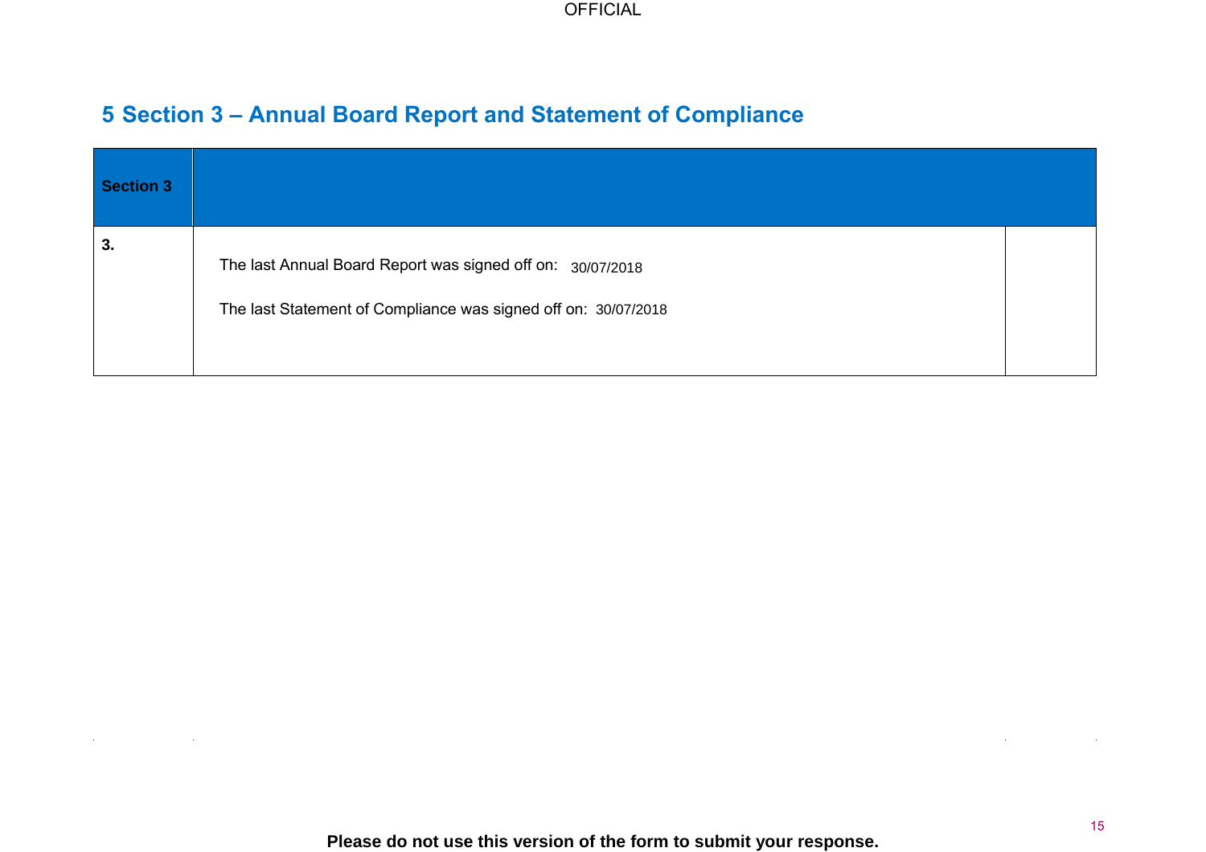## 5 Section 3 – Annual Board Report and Statement of Compliance

| Section 3 | | |
|---|---|---|
| **3.** | The last Annual Board Report was signed off on: 30/07/2018<br><br>The last Statement of Compliance was signed off on: 30/07/2018 | |

**Please do not use this version of the form to submit your response.**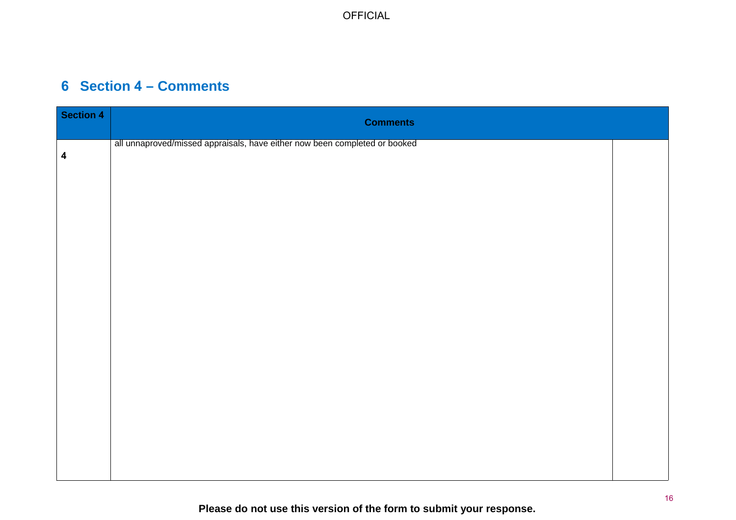## 6 Section 4 – Comments

| Section 4 | Comments | |
|---|---|---|
| 4 | all unnaproved/missed appraisals, have either now been completed or booked | |

**Please do not use this version of the form to submit your response.**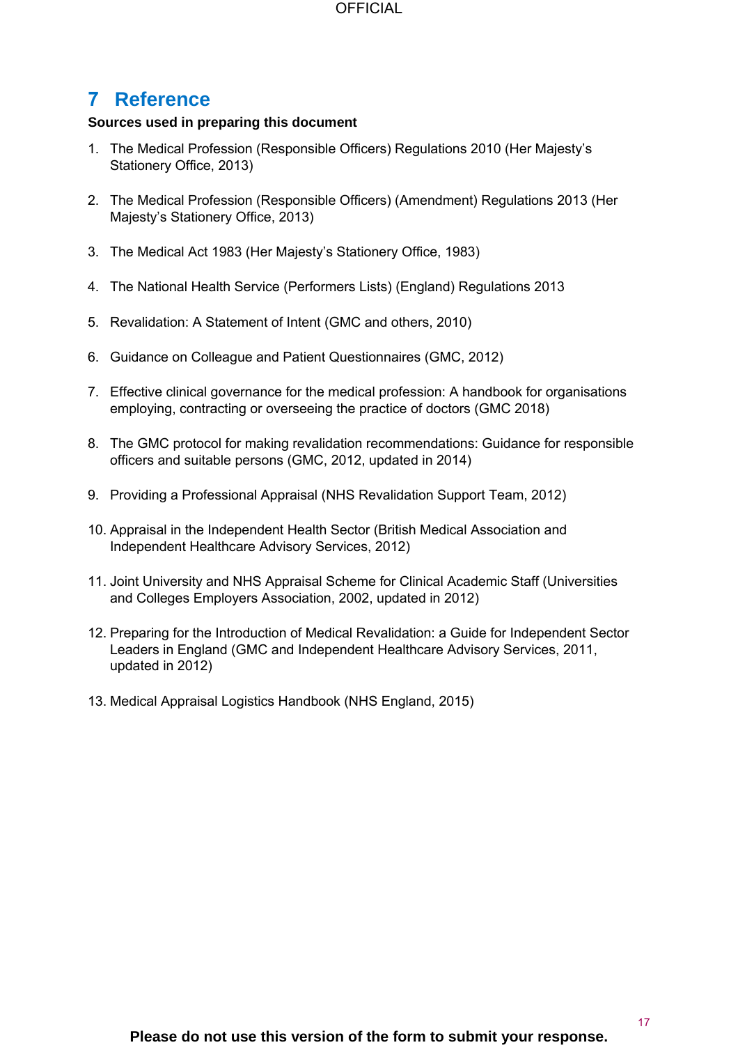# 7 Reference

**Sources used in preparing this document**

1. The Medical Profession (Responsible Officers) Regulations 2010 (Her Majesty's Stationery Office, 2013)

2. The Medical Profession (Responsible Officers) (Amendment) Regulations 2013 (Her Majesty's Stationery Office, 2013)

3. The Medical Act 1983 (Her Majesty's Stationery Office, 1983)

4. The National Health Service (Performers Lists) (England) Regulations 2013

5. Revalidation: A Statement of Intent (GMC and others, 2010)

6. Guidance on Colleague and Patient Questionnaires (GMC, 2012)

7. Effective clinical governance for the medical profession: A handbook for organisations employing, contracting or overseeing the practice of doctors (GMC 2018)

8. The GMC protocol for making revalidation recommendations: Guidance for responsible officers and suitable persons (GMC, 2012, updated in 2014)

9. Providing a Professional Appraisal (NHS Revalidation Support Team, 2012)

10. Appraisal in the Independent Health Sector (British Medical Association and Independent Healthcare Advisory Services, 2012)

11. Joint University and NHS Appraisal Scheme for Clinical Academic Staff (Universities and Colleges Employers Association, 2002, updated in 2012)

12. Preparing for the Introduction of Medical Revalidation: a Guide for Independent Sector Leaders in England (GMC and Independent Healthcare Advisory Services, 2011, updated in 2012)

13. Medical Appraisal Logistics Handbook (NHS England, 2015)

**Please do not use this version of the form to submit your response.**